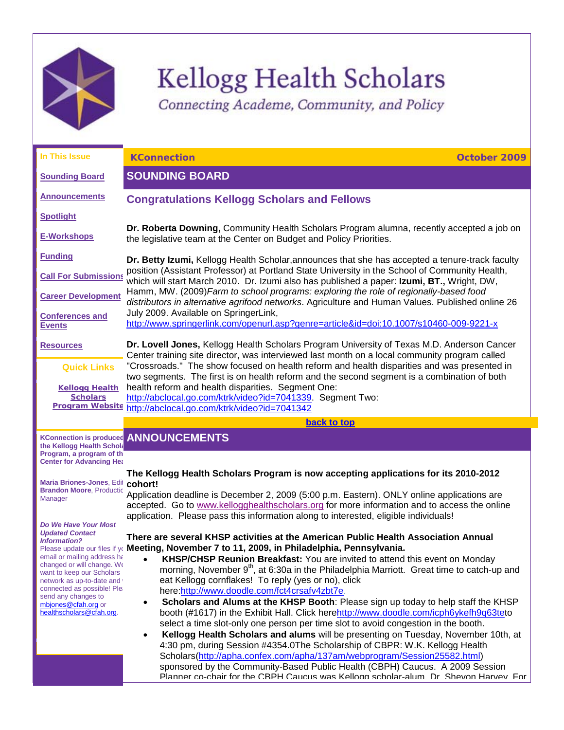# Kellogg Health Scholars

*Connecting Academe, Community, and Policy*

**In This Issue**

- Sounding Board
- Announcements
- Spotlight
- E-Workshops
- Funding
- Call For Submissions
- Career Development
- Conferences and Events
- Resources

**Quick Links**

Kellogg Health Scholars Program Website

**KConnection is produced the Kellogg Health Schol Program, a program of th Center for Advancing Hea**

**Maria Briones-Jones**, Edit **Brandon Moore**, Productic Manager

***Do We Have Your Most Updated Contact Information?***

Please update our files if yo email or mailing address ha changed or will change. We want to keep our Scholars network as up-to-date and connected as possible! Plea send any changes to mbjones@cfah.org or healthscholars@cfah.org.

**KConnection** — **October 2009**

## SOUNDING BOARD

### Congratulations Kellogg Scholars and Fellows

**Dr. Roberta Downing,** Community Health Scholars Program alumna, recently accepted a job on the legislative team at the Center on Budget and Policy Priorities.

**Dr. Betty Izumi,** Kellogg Health Scholar,announces that she has accepted a tenure-track faculty position (Assistant Professor) at Portland State University in the School of Community Health, which will start March 2010. Dr. Izumi also has published a paper: **Izumi, BT.,** Wright, DW, Hamm, MW. (2009)*Farm to school programs: exploring the role of regionally-based food distributors in alternative agrifood networks*. Agriculture and Human Values. Published online 26 July 2009. Available on SpringerLink, http://www.springerlink.com/openurl.asp?genre=article&id=doi:10.1007/s10460-009-9221-x

**Dr. Lovell Jones,** Kellogg Health Scholars Program University of Texas M.D. Anderson Cancer Center training site director, was interviewed last month on a local community program called "Crossroads." The show focused on health reform and health disparities and was presented in two segments. The first is on health reform and the second segment is a combination of both health reform and health disparities. Segment One: http://abclocal.go.com/ktrk/video?id=7041339. Segment Two: http://abclocal.go.com/ktrk/video?id=7041342

back to top

## ANNOUNCEMENTS

**The Kellogg Health Scholars Program is now accepting applications for its 2010-2012 cohort!**

Application deadline is December 2, 2009 (5:00 p.m. Eastern). ONLY online applications are accepted. Go to www.kellogghealthscholars.org for more information and to access the online application. Please pass this information along to interested, eligible individuals!

**There are several KHSP activities at the American Public Health Association Annual Meeting, November 7 to 11, 2009, in Philadelphia, Pennsylvania.**

- **KHSP/CHSP Reunion Breakfast:** You are invited to attend this event on Monday morning, November 9th, at 6:30a in the Philadelphia Marriott. Great time to catch-up and eat Kellogg cornflakes! To reply (yes or no), click here:http://www.doodle.com/fct4crsafv4zbt7e.
- **Scholars and Alums at the KHSP Booth**: Please sign up today to help staff the KHSP booth (#1617) in the Exhibit Hall. Click herehttp://www.doodle.com/icph6ykefh9q63teto select a time slot-only one person per time slot to avoid congestion in the booth.
- **Kellogg Health Scholars and alums** will be presenting on Tuesday, November 10th, at 4:30 pm, during Session #4354.0The Scholarship of CBPR: W.K. Kellogg Health Scholars(http://apha.confex.com/apha/137am/webprogram/Session25582.html) sponsored by the Community-Based Public Health (CBPH) Caucus. A 2009 Session Planner co-chair for the CBPH Caucus was Kellogg scholar-alum Dr. Shevon Harvey. For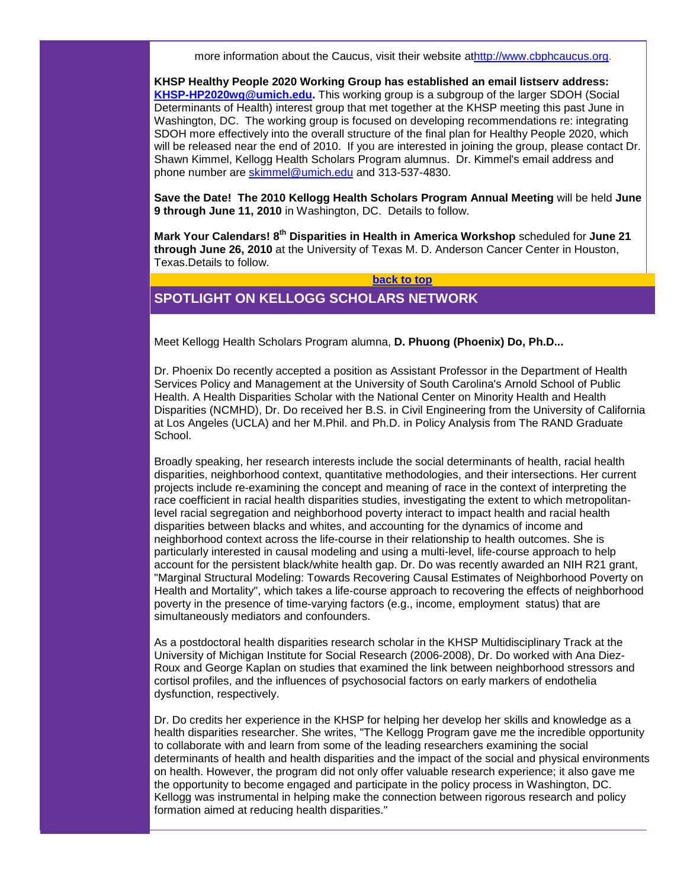more information about the Caucus, visit their website at[http://www.cbphcaucus.org](http://www.cbphcaucus.org).

**KHSP Healthy People 2020 Working Group has established an email listserv address: [KHSP-HP2020wg@umich.edu](mailto:KHSP-HP2020wg@umich.edu).** This working group is a subgroup of the larger SDOH (Social Determinants of Health) interest group that met together at the KHSP meeting this past June in Washington, DC. The working group is focused on developing recommendations re: integrating SDOH more effectively into the overall structure of the final plan for Healthy People 2020, which will be released near the end of 2010. If you are interested in joining the group, please contact Dr. Shawn Kimmel, Kellogg Health Scholars Program alumnus. Dr. Kimmel's email address and phone number are [skimmel@umich.edu](mailto:skimmel@umich.edu) and 313-537-4830.

**Save the Date! The 2010 Kellogg Health Scholars Program Annual Meeting** will be held **June 9 through June 11, 2010** in Washington, DC. Details to follow.

**Mark Your Calendars! 8th Disparities in Health in America Workshop** scheduled for **June 21 through June 26, 2010** at the University of Texas M. D. Anderson Cancer Center in Houston, Texas.Details to follow.

**back to top**

## SPOTLIGHT ON KELLOGG SCHOLARS NETWORK

Meet Kellogg Health Scholars Program alumna, **D. Phuong (Phoenix) Do, Ph.D...**

Dr. Phoenix Do recently accepted a position as Assistant Professor in the Department of Health Services Policy and Management at the University of South Carolina's Arnold School of Public Health. A Health Disparities Scholar with the National Center on Minority Health and Health Disparities (NCMHD), Dr. Do received her B.S. in Civil Engineering from the University of California at Los Angeles (UCLA) and her M.Phil. and Ph.D. in Policy Analysis from The RAND Graduate School.

Broadly speaking, her research interests include the social determinants of health, racial health disparities, neighborhood context, quantitative methodologies, and their intersections. Her current projects include re-examining the concept and meaning of race in the context of interpreting the race coefficient in racial health disparities studies, investigating the extent to which metropolitan-level racial segregation and neighborhood poverty interact to impact health and racial health disparities between blacks and whites, and accounting for the dynamics of income and neighborhood context across the life-course in their relationship to health outcomes. She is particularly interested in causal modeling and using a multi-level, life-course approach to help account for the persistent black/white health gap. Dr. Do was recently awarded an NIH R21 grant, "Marginal Structural Modeling: Towards Recovering Causal Estimates of Neighborhood Poverty on Health and Mortality", which takes a life-course approach to recovering the effects of neighborhood poverty in the presence of time-varying factors (e.g., income, employment status) that are simultaneously mediators and confounders.

As a postdoctoral health disparities research scholar in the KHSP Multidisciplinary Track at the University of Michigan Institute for Social Research (2006-2008), Dr. Do worked with Ana Diez-Roux and George Kaplan on studies that examined the link between neighborhood stressors and cortisol profiles, and the influences of psychosocial factors on early markers of endothelia dysfunction, respectively.

Dr. Do credits her experience in the KHSP for helping her develop her skills and knowledge as a health disparities researcher. She writes, "The Kellogg Program gave me the incredible opportunity to collaborate with and learn from some of the leading researchers examining the social determinants of health and health disparities and the impact of the social and physical environments on health. However, the program did not only offer valuable research experience; it also gave me the opportunity to become engaged and participate in the policy process in Washington, DC. Kellogg was instrumental in helping make the connection between rigorous research and policy formation aimed at reducing health disparities."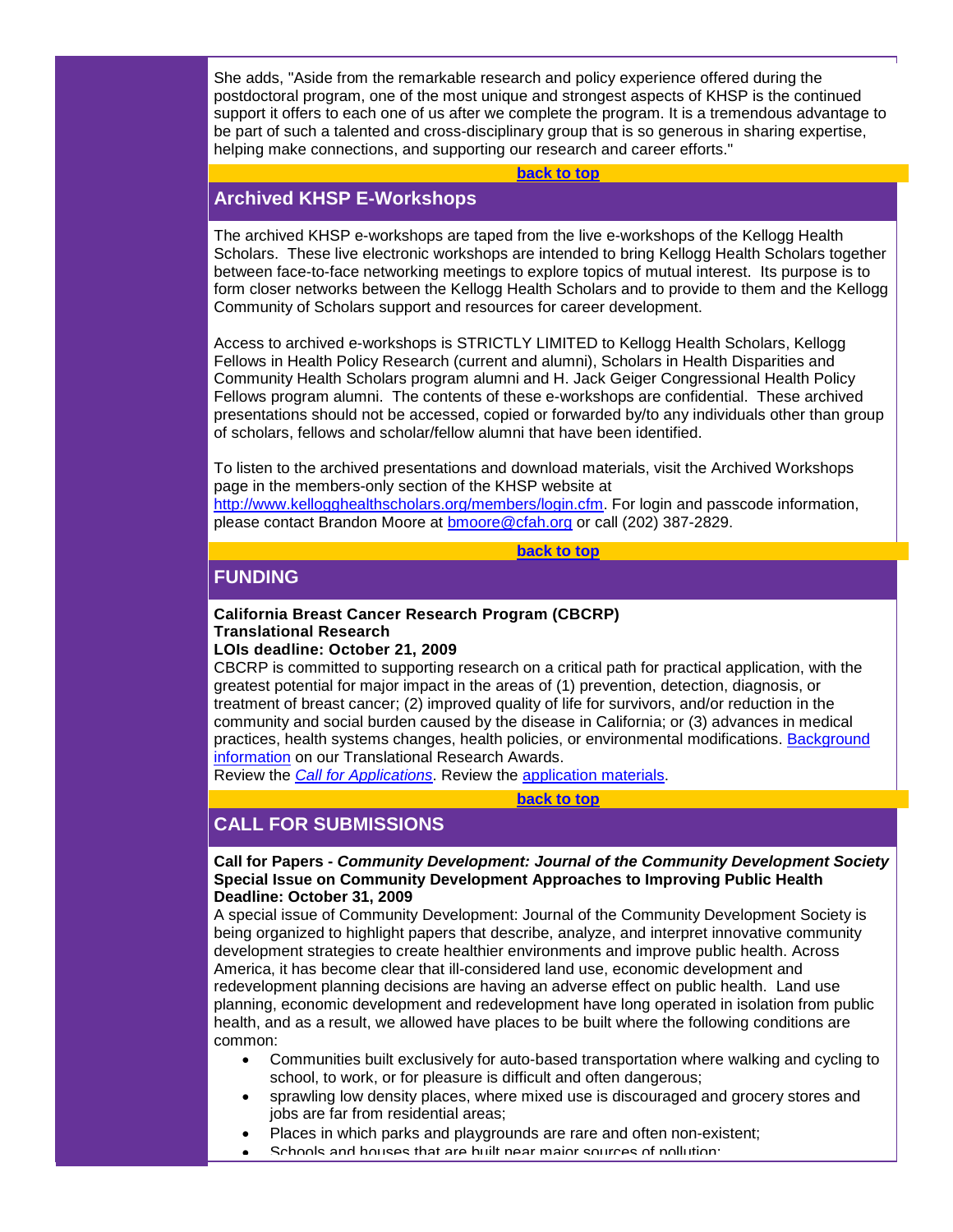She adds, "Aside from the remarkable research and policy experience offered during the postdoctoral program, one of the most unique and strongest aspects of KHSP is the continued support it offers to each one of us after we complete the program. It is a tremendous advantage to be part of such a talented and cross-disciplinary group that is so generous in sharing expertise, helping make connections, and supporting our research and career efforts."

**back to top**

## Archived KHSP E-Workshops

The archived KHSP e-workshops are taped from the live e-workshops of the Kellogg Health Scholars. These live electronic workshops are intended to bring Kellogg Health Scholars together between face-to-face networking meetings to explore topics of mutual interest. Its purpose is to form closer networks between the Kellogg Health Scholars and to provide to them and the Kellogg Community of Scholars support and resources for career development.

Access to archived e-workshops is STRICTLY LIMITED to Kellogg Health Scholars, Kellogg Fellows in Health Policy Research (current and alumni), Scholars in Health Disparities and Community Health Scholars program alumni and H. Jack Geiger Congressional Health Policy Fellows program alumni. The contents of these e-workshops are confidential. These archived presentations should not be accessed, copied or forwarded by/to any individuals other than group of scholars, fellows and scholar/fellow alumni that have been identified.

To listen to the archived presentations and download materials, visit the Archived Workshops page in the members-only section of the KHSP website at http://www.kellogghealthscholars.org/members/login.cfm. For login and passcode information, please contact Brandon Moore at bmoore@cfah.org or call (202) 387-2829.

**back to top**

## FUNDING

**California Breast Cancer Research Program (CBCRP)**
**Translational Research**
**LOIs deadline: October 21, 2009**
CBCRP is committed to supporting research on a critical path for practical application, with the greatest potential for major impact in the areas of (1) prevention, detection, diagnosis, or treatment of breast cancer; (2) improved quality of life for survivors, and/or reduction in the community and social burden caused by the disease in California; or (3) advances in medical practices, health systems changes, health policies, or environmental modifications. Background information on our Translational Research Awards.
Review the *Call for Applications*. Review the application materials.

**back to top**

## CALL FOR SUBMISSIONS

**Call for Papers - *Community Development: Journal of the Community Development Society***
**Special Issue on Community Development Approaches to Improving Public Health**
**Deadline: October 31, 2009**
A special issue of Community Development: Journal of the Community Development Society is being organized to highlight papers that describe, analyze, and interpret innovative community development strategies to create healthier environments and improve public health. Across America, it has become clear that ill-considered land use, economic development and redevelopment planning decisions are having an adverse effect on public health. Land use planning, economic development and redevelopment have long operated in isolation from public health, and as a result, we allowed have places to be built where the following conditions are common:

- Communities built exclusively for auto-based transportation where walking and cycling to school, to work, or for pleasure is difficult and often dangerous;
- sprawling low density places, where mixed use is discouraged and grocery stores and jobs are far from residential areas;
- Places in which parks and playgrounds are rare and often non-existent;
- Schools and houses that are built near major sources of pollution;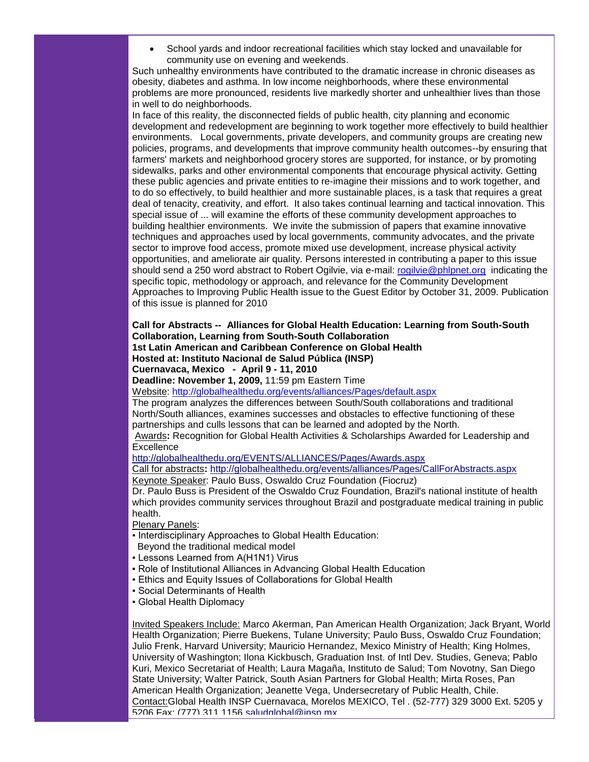- School yards and indoor recreational facilities which stay locked and unavailable for community use on evening and weekends.

Such unhealthy environments have contributed to the dramatic increase in chronic diseases as obesity, diabetes and asthma. In low income neighborhoods, where these environmental problems are more pronounced, residents live markedly shorter and unhealthier lives than those in well to do neighborhoods.

In face of this reality, the disconnected fields of public health, city planning and economic development and redevelopment are beginning to work together more effectively to build healthier environments. Local governments, private developers, and community groups are creating new policies, programs, and developments that improve community health outcomes--by ensuring that farmers' markets and neighborhood grocery stores are supported, for instance, or by promoting sidewalks, parks and other environmental components that encourage physical activity. Getting these public agencies and private entities to re-imagine their missions and to work together, and to do so effectively, to build healthier and more sustainable places, is a task that requires a great deal of tenacity, creativity, and effort. It also takes continual learning and tactical innovation. This special issue of ... will examine the efforts of these community development approaches to building healthier environments. We invite the submission of papers that examine innovative techniques and approaches used by local governments, community advocates, and the private sector to improve food access, promote mixed use development, increase physical activity opportunities, and ameliorate air quality. Persons interested in contributing a paper to this issue should send a 250 word abstract to Robert Ogilvie, via e-mail: rogilvie@phlpnet.org indicating the specific topic, methodology or approach, and relevance for the Community Development Approaches to Improving Public Health issue to the Guest Editor by October 31, 2009. Publication of this issue is planned for 2010

**Call for Abstracts -- Alliances for Global Health Education: Learning from South-South Collaboration, Learning from South-South Collaboration**
**1st Latin American and Caribbean Conference on Global Health**
**Hosted at: Instituto Nacional de Salud Pública (INSP)**
**Cuernavaca, Mexico - April 9 - 11, 2010**
**Deadline: November 1, 2009,** 11:59 pm Eastern Time

Website: http://globalhealthedu.org/events/alliances/Pages/default.aspx

The program analyzes the differences between South/South collaborations and traditional North/South alliances, examines successes and obstacles to effective functioning of these partnerships and culls lessons that can be learned and adopted by the North.

Awards**:** Recognition for Global Health Activities & Scholarships Awarded for Leadership and Excellence
http://globalhealthedu.org/EVENTS/ALLIANCES/Pages/Awards.aspx

Call for abstracts**:** http://globalhealthedu.org/events/alliances/Pages/CallForAbstracts.aspx

Keynote Speaker: Paulo Buss, Oswaldo Cruz Foundation (Fiocruz)

Dr. Paulo Buss is President of the Oswaldo Cruz Foundation, Brazil's national institute of health which provides community services throughout Brazil and postgraduate medical training in public health.

Plenary Panels:

- Interdisciplinary Approaches to Global Health Education: Beyond the traditional medical model
- Lessons Learned from A(H1N1) Virus
- Role of Institutional Alliances in Advancing Global Health Education
- Ethics and Equity Issues of Collaborations for Global Health
- Social Determinants of Health
- Global Health Diplomacy

Invited Speakers Include: Marco Akerman, Pan American Health Organization; Jack Bryant, World Health Organization; Pierre Buekens, Tulane University; Paulo Buss, Oswaldo Cruz Foundation; Julio Frenk, Harvard University; Mauricio Hernandez, Mexico Ministry of Health; King Holmes, University of Washington; Ilona Kickbusch, Graduation Inst. of Intl Dev. Studies, Geneva; Pablo Kuri, Mexico Secretariat of Health; Laura Magaña, Instituto de Salud; Tom Novotny, San Diego State University; Walter Patrick, South Asian Partners for Global Health; Mirta Roses, Pan American Health Organization; Jeanette Vega, Undersecretary of Public Health, Chile.

Contact:Global Health INSP Cuernavaca, Morelos MEXICO, Tel . (52-777) 329 3000 Ext. 5205 y 5206 Fax: (777) 311 1156 saludglobal@insp.mx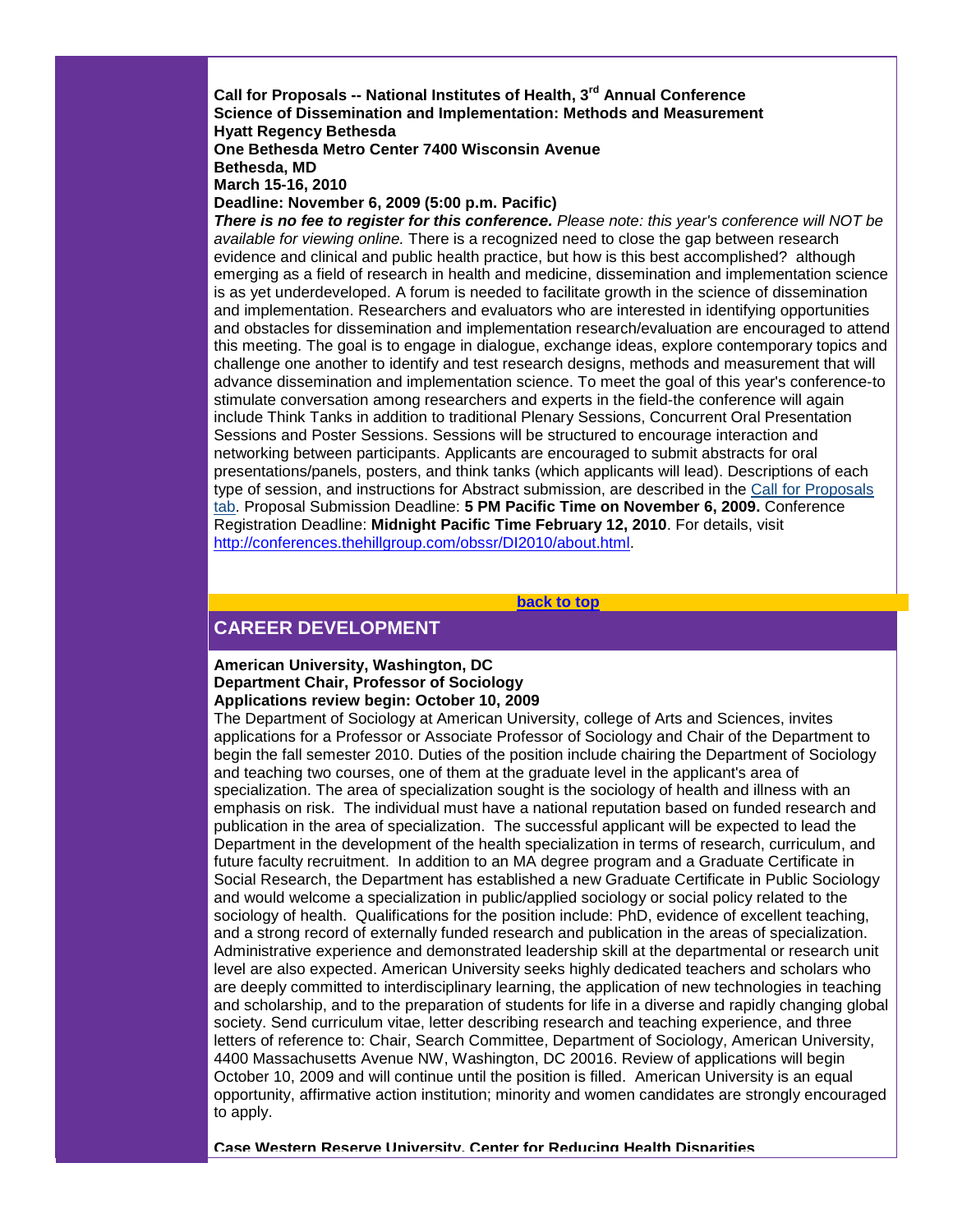**Call for Proposals -- National Institutes of Health, 3rd Annual Conference**
**Science of Dissemination and Implementation: Methods and Measurement**
**Hyatt Regency Bethesda**
**One Bethesda Metro Center 7400 Wisconsin Avenue**
**Bethesda, MD**
**March 15-16, 2010**
**Deadline: November 6, 2009 (5:00 p.m. Pacific)**

***There is no fee to register for this conference.*** *Please note: this year's conference will NOT be available for viewing online.* There is a recognized need to close the gap between research evidence and clinical and public health practice, but how is this best accomplished? although emerging as a field of research in health and medicine, dissemination and implementation science is as yet underdeveloped. A forum is needed to facilitate growth in the science of dissemination and implementation. Researchers and evaluators who are interested in identifying opportunities and obstacles for dissemination and implementation research/evaluation are encouraged to attend this meeting. The goal is to engage in dialogue, exchange ideas, explore contemporary topics and challenge one another to identify and test research designs, methods and measurement that will advance dissemination and implementation science. To meet the goal of this year's conference-to stimulate conversation among researchers and experts in the field-the conference will again include Think Tanks in addition to traditional Plenary Sessions, Concurrent Oral Presentation Sessions and Poster Sessions. Sessions will be structured to encourage interaction and networking between participants. Applicants are encouraged to submit abstracts for oral presentations/panels, posters, and think tanks (which applicants will lead). Descriptions of each type of session, and instructions for Abstract submission, are described in the Call for Proposals tab. Proposal Submission Deadline: **5 PM Pacific Time on November 6, 2009.** Conference Registration Deadline: **Midnight Pacific Time February 12, 2010**. For details, visit http://conferences.thehillgroup.com/obssr/DI2010/about.html.

**back to top**

## CAREER DEVELOPMENT

**American University, Washington, DC**
**Department Chair, Professor of Sociology**
**Applications review begin: October 10, 2009**

The Department of Sociology at American University, college of Arts and Sciences, invites applications for a Professor or Associate Professor of Sociology and Chair of the Department to begin the fall semester 2010. Duties of the position include chairing the Department of Sociology and teaching two courses, one of them at the graduate level in the applicant's area of specialization. The area of specialization sought is the sociology of health and illness with an emphasis on risk. The individual must have a national reputation based on funded research and publication in the area of specialization. The successful applicant will be expected to lead the Department in the development of the health specialization in terms of research, curriculum, and future faculty recruitment. In addition to an MA degree program and a Graduate Certificate in Social Research, the Department has established a new Graduate Certificate in Public Sociology and would welcome a specialization in public/applied sociology or social policy related to the sociology of health. Qualifications for the position include: PhD, evidence of excellent teaching, and a strong record of externally funded research and publication in the areas of specialization. Administrative experience and demonstrated leadership skill at the departmental or research unit level are also expected. American University seeks highly dedicated teachers and scholars who are deeply committed to interdisciplinary learning, the application of new technologies in teaching and scholarship, and to the preparation of students for life in a diverse and rapidly changing global society. Send curriculum vitae, letter describing research and teaching experience, and three letters of reference to: Chair, Search Committee, Department of Sociology, American University, 4400 Massachusetts Avenue NW, Washington, DC 20016. Review of applications will begin October 10, 2009 and will continue until the position is filled. American University is an equal opportunity, affirmative action institution; minority and women candidates are strongly encouraged to apply.

**Case Western Reserve University, Center for Reducing Health Disparities**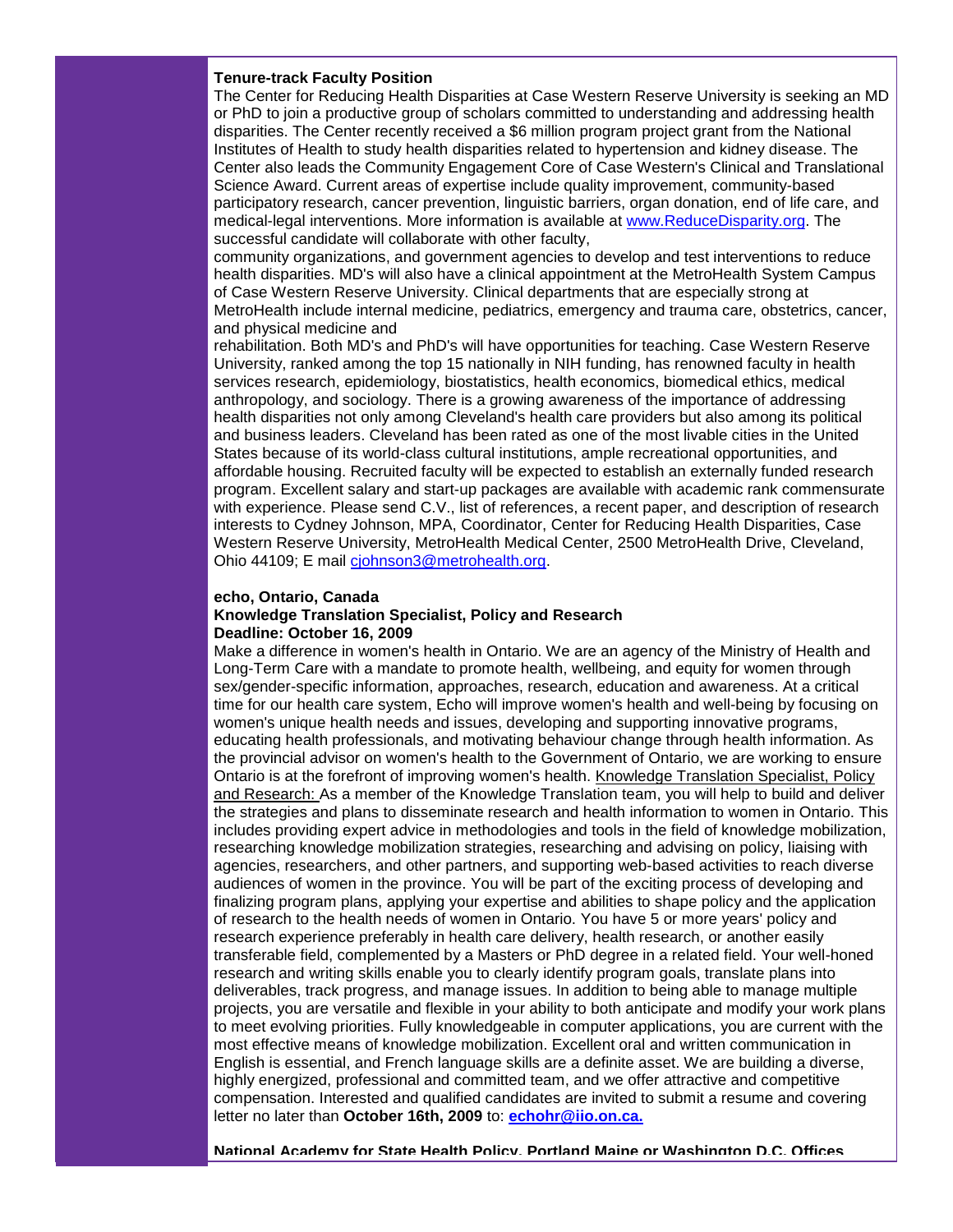**Tenure-track Faculty Position**

The Center for Reducing Health Disparities at Case Western Reserve University is seeking an MD or PhD to join a productive group of scholars committed to understanding and addressing health disparities. The Center recently received a $6 million program project grant from the National Institutes of Health to study health disparities related to hypertension and kidney disease. The Center also leads the Community Engagement Core of Case Western's Clinical and Translational Science Award. Current areas of expertise include quality improvement, community-based participatory research, cancer prevention, linguistic barriers, organ donation, end of life care, and medical-legal interventions. More information is available at [www.ReduceDisparity.org](www.ReduceDisparity.org). The successful candidate will collaborate with other faculty, community organizations, and government agencies to develop and test interventions to reduce health disparities. MD's will also have a clinical appointment at the MetroHealth System Campus of Case Western Reserve University. Clinical departments that are especially strong at MetroHealth include internal medicine, pediatrics, emergency and trauma care, obstetrics, cancer, and physical medicine and rehabilitation. Both MD's and PhD's will have opportunities for teaching. Case Western Reserve University, ranked among the top 15 nationally in NIH funding, has renowned faculty in health services research, epidemiology, biostatistics, health economics, biomedical ethics, medical anthropology, and sociology. There is a growing awareness of the importance of addressing health disparities not only among Cleveland's health care providers but also among its political and business leaders. Cleveland has been rated as one of the most livable cities in the United States because of its world-class cultural institutions, ample recreational opportunities, and affordable housing. Recruited faculty will be expected to establish an externally funded research program. Excellent salary and start-up packages are available with academic rank commensurate with experience. Please send C.V., list of references, a recent paper, and description of research interests to Cydney Johnson, MPA, Coordinator, Center for Reducing Health Disparities, Case Western Reserve University, MetroHealth Medical Center, 2500 MetroHealth Drive, Cleveland, Ohio 44109; E mail [cjohnson3@metrohealth.org](mailto:cjohnson3@metrohealth.org).

**echo, Ontario, Canada**
**Knowledge Translation Specialist, Policy and Research**
**Deadline: October 16, 2009**

Make a difference in women's health in Ontario. We are an agency of the Ministry of Health and Long-Term Care with a mandate to promote health, wellbeing, and equity for women through sex/gender-specific information, approaches, research, education and awareness. At a critical time for our health care system, Echo will improve women's health and well-being by focusing on women's unique health needs and issues, developing and supporting innovative programs, educating health professionals, and motivating behaviour change through health information. As the provincial advisor on women's health to the Government of Ontario, we are working to ensure Ontario is at the forefront of improving women's health. Knowledge Translation Specialist, Policy and Research: As a member of the Knowledge Translation team, you will help to build and deliver the strategies and plans to disseminate research and health information to women in Ontario. This includes providing expert advice in methodologies and tools in the field of knowledge mobilization, researching knowledge mobilization strategies, researching and advising on policy, liaising with agencies, researchers, and other partners, and supporting web-based activities to reach diverse audiences of women in the province. You will be part of the exciting process of developing and finalizing program plans, applying your expertise and abilities to shape policy and the application of research to the health needs of women in Ontario. You have 5 or more years' policy and research experience preferably in health care delivery, health research, or another easily transferable field, complemented by a Masters or PhD degree in a related field. Your well-honed research and writing skills enable you to clearly identify program goals, translate plans into deliverables, track progress, and manage issues. In addition to being able to manage multiple projects, you are versatile and flexible in your ability to both anticipate and modify your work plans to meet evolving priorities. Fully knowledgeable in computer applications, you are current with the most effective means of knowledge mobilization. Excellent oral and written communication in English is essential, and French language skills are a definite asset. We are building a diverse, highly energized, professional and committed team, and we offer attractive and competitive compensation. Interested and qualified candidates are invited to submit a resume and covering letter no later than **October 16th, 2009** to: **[echohr@iio.on.ca.](mailto:echohr@iio.on.ca)**

**National Academy for State Health Policy, Portland Maine or Washington D.C. Offices**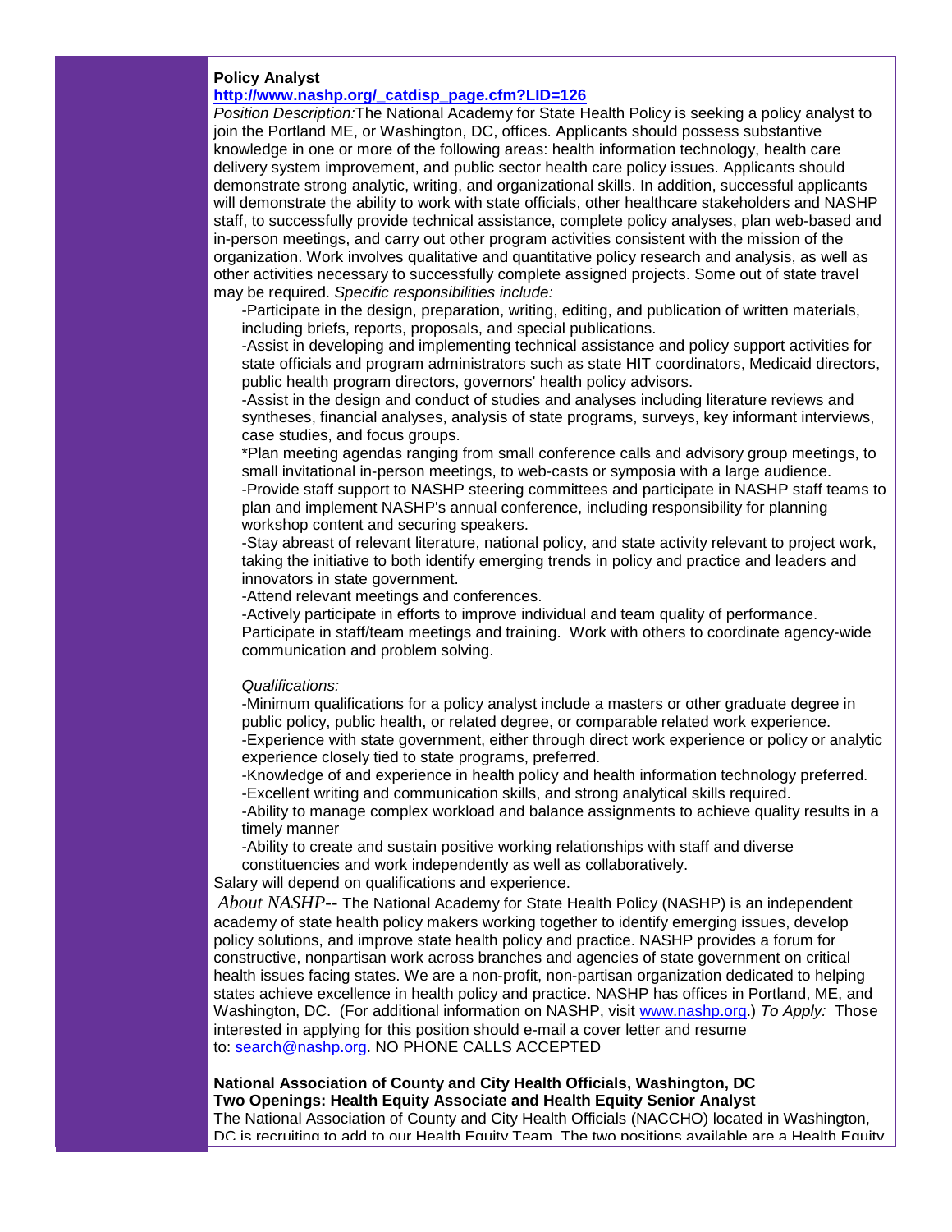**Policy Analyst**
**http://www.nashp.org/_catdisp_page.cfm?LID=126**
*Position Description:*The National Academy for State Health Policy is seeking a policy analyst to join the Portland ME, or Washington, DC, offices. Applicants should possess substantive knowledge in one or more of the following areas: health information technology, health care delivery system improvement, and public sector health care policy issues. Applicants should demonstrate strong analytic, writing, and organizational skills. In addition, successful applicants will demonstrate the ability to work with state officials, other healthcare stakeholders and NASHP staff, to successfully provide technical assistance, complete policy analyses, plan web-based and in-person meetings, and carry out other program activities consistent with the mission of the organization. Work involves qualitative and quantitative policy research and analysis, as well as other activities necessary to successfully complete assigned projects. Some out of state travel may be required. *Specific responsibilities include:*

-Participate in the design, preparation, writing, editing, and publication of written materials, including briefs, reports, proposals, and special publications.
-Assist in developing and implementing technical assistance and policy support activities for state officials and program administrators such as state HIT coordinators, Medicaid directors, public health program directors, governors' health policy advisors.
-Assist in the design and conduct of studies and analyses including literature reviews and syntheses, financial analyses, analysis of state programs, surveys, key informant interviews, case studies, and focus groups.
*Plan meeting agendas ranging from small conference calls and advisory group meetings, to small invitational in-person meetings, to web-casts or symposia with a large audience.
-Provide staff support to NASHP steering committees and participate in NASHP staff teams to plan and implement NASHP's annual conference, including responsibility for planning workshop content and securing speakers.
-Stay abreast of relevant literature, national policy, and state activity relevant to project work, taking the initiative to both identify emerging trends in policy and practice and leaders and innovators in state government.
-Attend relevant meetings and conferences.
-Actively participate in efforts to improve individual and team quality of performance. Participate in staff/team meetings and training. Work with others to coordinate agency-wide communication and problem solving.

*Qualifications:*
-Minimum qualifications for a policy analyst include a masters or other graduate degree in public policy, public health, or related degree, or comparable related work experience.
-Experience with state government, either through direct work experience or policy or analytic experience closely tied to state programs, preferred.
-Knowledge of and experience in health policy and health information technology preferred.
-Excellent writing and communication skills, and strong analytical skills required.
-Ability to manage complex workload and balance assignments to achieve quality results in a timely manner
-Ability to create and sustain positive working relationships with staff and diverse constituencies and work independently as well as collaboratively.

Salary will depend on qualifications and experience.

*About NASHP*-- The National Academy for State Health Policy (NASHP) is an independent academy of state health policy makers working together to identify emerging issues, develop policy solutions, and improve state health policy and practice. NASHP provides a forum for constructive, nonpartisan work across branches and agencies of state government on critical health issues facing states. We are a non-profit, non-partisan organization dedicated to helping states achieve excellence in health policy and practice. NASHP has offices in Portland, ME, and Washington, DC. (For additional information on NASHP, visit www.nashp.org.) *To Apply:* Those interested in applying for this position should e-mail a cover letter and resume to: search@nashp.org. NO PHONE CALLS ACCEPTED

**National Association of County and City Health Officials, Washington, DC**
**Two Openings: Health Equity Associate and Health Equity Senior Analyst**
The National Association of County and City Health Officials (NACCHO) located in Washington, DC is recruiting to add to our Health Equity Team. The two positions available are a Health Equity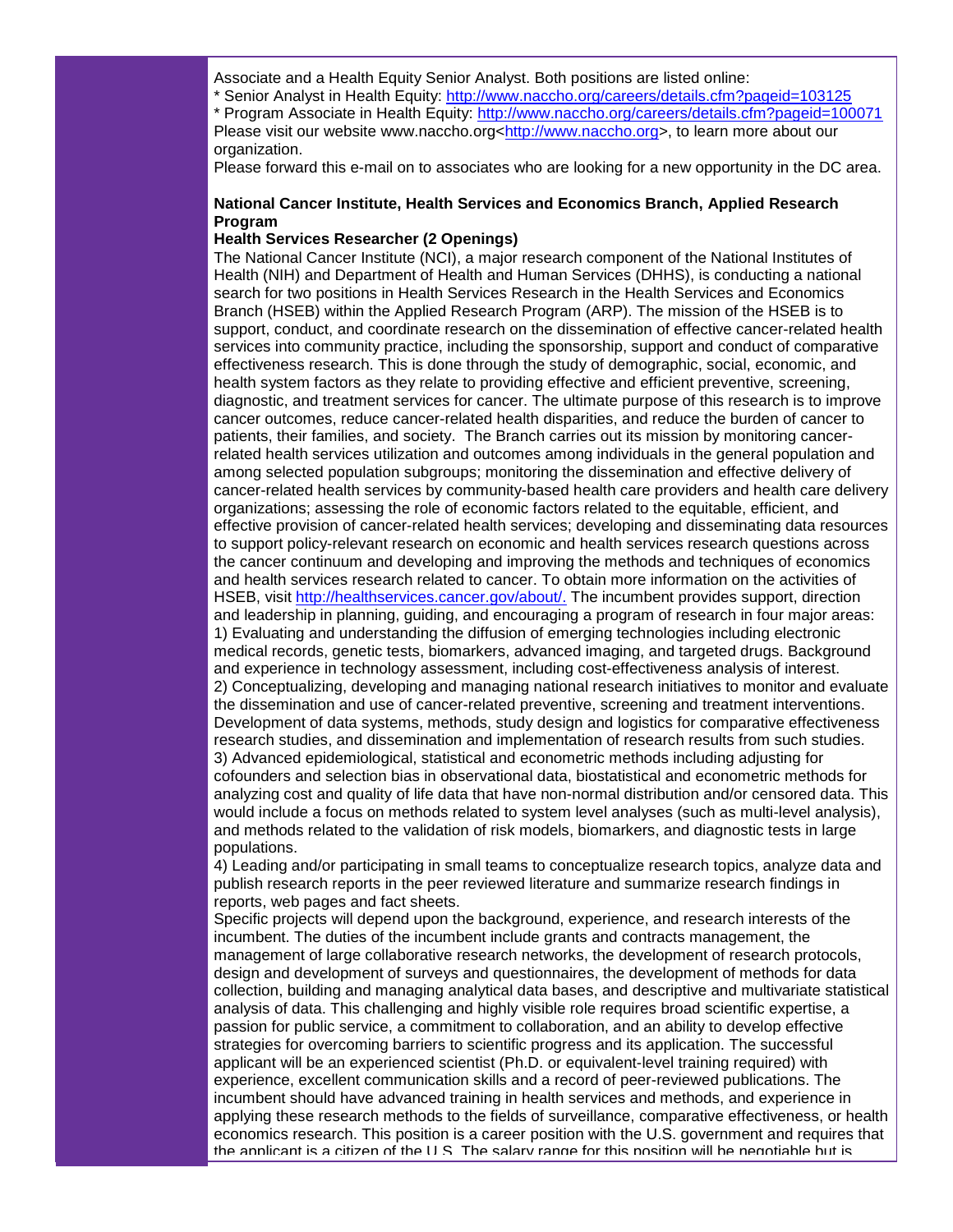Associate and a Health Equity Senior Analyst. Both positions are listed online:
* Senior Analyst in Health Equity: http://www.naccho.org/careers/details.cfm?pageid=103125
* Program Associate in Health Equity: http://www.naccho.org/careers/details.cfm?pageid=100071
Please visit our website www.naccho.org<http://www.naccho.org>, to learn more about our organization.
Please forward this e-mail on to associates who are looking for a new opportunity in the DC area.

**National Cancer Institute, Health Services and Economics Branch, Applied Research Program**
**Health Services Researcher (2 Openings)**
The National Cancer Institute (NCI), a major research component of the National Institutes of Health (NIH) and Department of Health and Human Services (DHHS), is conducting a national search for two positions in Health Services Research in the Health Services and Economics Branch (HSEB) within the Applied Research Program (ARP). The mission of the HSEB is to support, conduct, and coordinate research on the dissemination of effective cancer-related health services into community practice, including the sponsorship, support and conduct of comparative effectiveness research. This is done through the study of demographic, social, economic, and health system factors as they relate to providing effective and efficient preventive, screening, diagnostic, and treatment services for cancer. The ultimate purpose of this research is to improve cancer outcomes, reduce cancer-related health disparities, and reduce the burden of cancer to patients, their families, and society. The Branch carries out its mission by monitoring cancer-related health services utilization and outcomes among individuals in the general population and among selected population subgroups; monitoring the dissemination and effective delivery of cancer-related health services by community-based health care providers and health care delivery organizations; assessing the role of economic factors related to the equitable, efficient, and effective provision of cancer-related health services; developing and disseminating data resources to support policy-relevant research on economic and health services research questions across the cancer continuum and developing and improving the methods and techniques of economics and health services research related to cancer. To obtain more information on the activities of HSEB, visit http://healthservices.cancer.gov/about/. The incumbent provides support, direction and leadership in planning, guiding, and encouraging a program of research in four major areas:
1) Evaluating and understanding the diffusion of emerging technologies including electronic medical records, genetic tests, biomarkers, advanced imaging, and targeted drugs. Background and experience in technology assessment, including cost-effectiveness analysis of interest.
2) Conceptualizing, developing and managing national research initiatives to monitor and evaluate the dissemination and use of cancer-related preventive, screening and treatment interventions. Development of data systems, methods, study design and logistics for comparative effectiveness research studies, and dissemination and implementation of research results from such studies.
3) Advanced epidemiological, statistical and econometric methods including adjusting for cofounders and selection bias in observational data, biostatistical and econometric methods for analyzing cost and quality of life data that have non-normal distribution and/or censored data. This would include a focus on methods related to system level analyses (such as multi-level analysis), and methods related to the validation of risk models, biomarkers, and diagnostic tests in large populations.
4) Leading and/or participating in small teams to conceptualize research topics, analyze data and publish research reports in the peer reviewed literature and summarize research findings in reports, web pages and fact sheets.
Specific projects will depend upon the background, experience, and research interests of the incumbent. The duties of the incumbent include grants and contracts management, the management of large collaborative research networks, the development of research protocols, design and development of surveys and questionnaires, the development of methods for data collection, building and managing analytical data bases, and descriptive and multivariate statistical analysis of data. This challenging and highly visible role requires broad scientific expertise, a passion for public service, a commitment to collaboration, and an ability to develop effective strategies for overcoming barriers to scientific progress and its application. The successful applicant will be an experienced scientist (Ph.D. or equivalent-level training required) with experience, excellent communication skills and a record of peer-reviewed publications. The incumbent should have advanced training in health services and methods, and experience in applying these research methods to the fields of surveillance, comparative effectiveness, or health economics research. This position is a career position with the U.S. government and requires that the applicant is a citizen of the U.S. The salary range for this position will be negotiable but is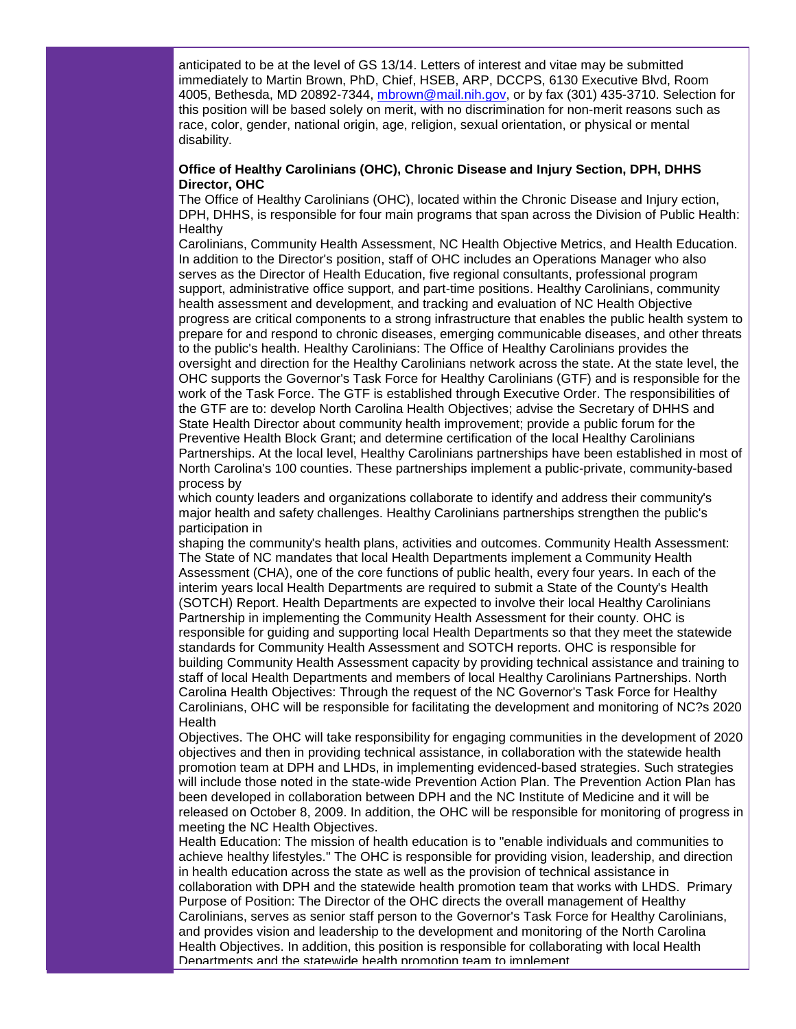anticipated to be at the level of GS 13/14. Letters of interest and vitae may be submitted immediately to Martin Brown, PhD, Chief, HSEB, ARP, DCCPS, 6130 Executive Blvd, Room 4005, Bethesda, MD 20892-7344, mbrown@mail.nih.gov, or by fax (301) 435-3710. Selection for this position will be based solely on merit, with no discrimination for non-merit reasons such as race, color, gender, national origin, age, religion, sexual orientation, or physical or mental disability.

**Office of Healthy Carolinians (OHC), Chronic Disease and Injury Section, DPH, DHHS Director, OHC**

The Office of Healthy Carolinians (OHC), located within the Chronic Disease and Injury ection, DPH, DHHS, is responsible for four main programs that span across the Division of Public Health: Healthy Carolinians, Community Health Assessment, NC Health Objective Metrics, and Health Education. In addition to the Director's position, staff of OHC includes an Operations Manager who also serves as the Director of Health Education, five regional consultants, professional program support, administrative office support, and part-time positions. Healthy Carolinians, community health assessment and development, and tracking and evaluation of NC Health Objective progress are critical components to a strong infrastructure that enables the public health system to prepare for and respond to chronic diseases, emerging communicable diseases, and other threats to the public's health. Healthy Carolinians: The Office of Healthy Carolinians provides the oversight and direction for the Healthy Carolinians network across the state. At the state level, the OHC supports the Governor's Task Force for Healthy Carolinians (GTF) and is responsible for the work of the Task Force. The GTF is established through Executive Order. The responsibilities of the GTF are to: develop North Carolina Health Objectives; advise the Secretary of DHHS and State Health Director about community health improvement; provide a public forum for the Preventive Health Block Grant; and determine certification of the local Healthy Carolinians Partnerships. At the local level, Healthy Carolinians partnerships have been established in most of North Carolina's 100 counties. These partnerships implement a public-private, community-based process by which county leaders and organizations collaborate to identify and address their community's major health and safety challenges. Healthy Carolinians partnerships strengthen the public's participation in shaping the community's health plans, activities and outcomes. Community Health Assessment: The State of NC mandates that local Health Departments implement a Community Health Assessment (CHA), one of the core functions of public health, every four years. In each of the interim years local Health Departments are required to submit a State of the County's Health (SOTCH) Report. Health Departments are expected to involve their local Healthy Carolinians Partnership in implementing the Community Health Assessment for their county. OHC is responsible for guiding and supporting local Health Departments so that they meet the statewide standards for Community Health Assessment and SOTCH reports. OHC is responsible for building Community Health Assessment capacity by providing technical assistance and training to staff of local Health Departments and members of local Healthy Carolinians Partnerships. North Carolina Health Objectives: Through the request of the NC Governor's Task Force for Healthy Carolinians, OHC will be responsible for facilitating the development and monitoring of NC?s 2020 Health Objectives. The OHC will take responsibility for engaging communities in the development of 2020 objectives and then in providing technical assistance, in collaboration with the statewide health promotion team at DPH and LHDs, in implementing evidenced-based strategies. Such strategies will include those noted in the state-wide Prevention Action Plan. The Prevention Action Plan has been developed in collaboration between DPH and the NC Institute of Medicine and it will be released on October 8, 2009. In addition, the OHC will be responsible for monitoring of progress in meeting the NC Health Objectives.

Health Education: The mission of health education is to "enable individuals and communities to achieve healthy lifestyles." The OHC is responsible for providing vision, leadership, and direction in health education across the state as well as the provision of technical assistance in collaboration with DPH and the statewide health promotion team that works with LHDS. Primary Purpose of Position: The Director of the OHC directs the overall management of Healthy Carolinians, serves as senior staff person to the Governor's Task Force for Healthy Carolinians, and provides vision and leadership to the development and monitoring of the North Carolina Health Objectives. In addition, this position is responsible for collaborating with local Health Departments and the statewide health promotion team to implement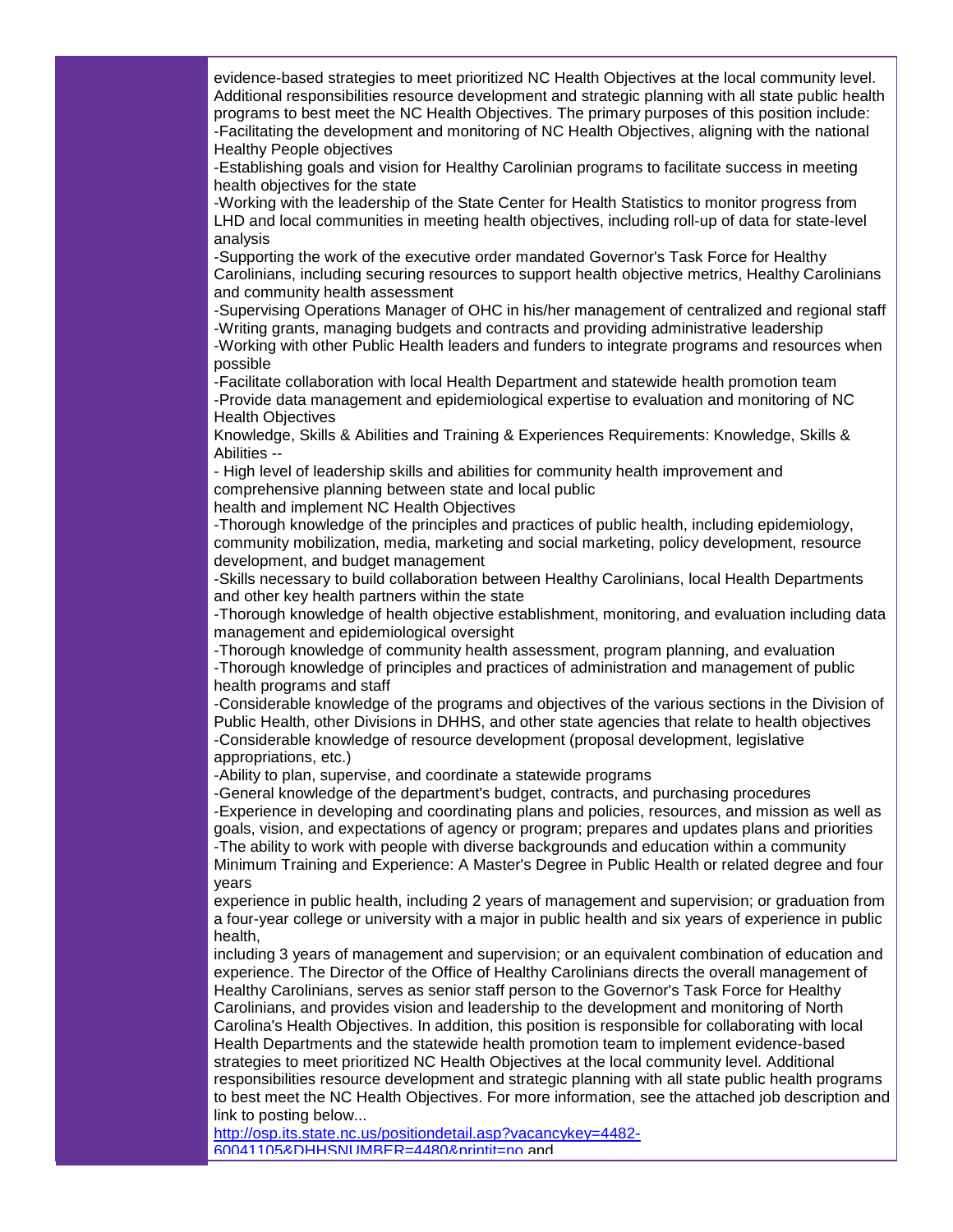evidence-based strategies to meet prioritized NC Health Objectives at the local community level. Additional responsibilities resource development and strategic planning with all state public health programs to best meet the NC Health Objectives. The primary purposes of this position include:

-Facilitating the development and monitoring of NC Health Objectives, aligning with the national Healthy People objectives

-Establishing goals and vision for Healthy Carolinian programs to facilitate success in meeting health objectives for the state

-Working with the leadership of the State Center for Health Statistics to monitor progress from LHD and local communities in meeting health objectives, including roll-up of data for state-level analysis

-Supporting the work of the executive order mandated Governor's Task Force for Healthy Carolinians, including securing resources to support health objective metrics, Healthy Carolinians and community health assessment

-Supervising Operations Manager of OHC in his/her management of centralized and regional staff

-Writing grants, managing budgets and contracts and providing administrative leadership

-Working with other Public Health leaders and funders to integrate programs and resources when possible

-Facilitate collaboration with local Health Department and statewide health promotion team

-Provide data management and epidemiological expertise to evaluation and monitoring of NC Health Objectives

Knowledge, Skills & Abilities and Training & Experiences Requirements: Knowledge, Skills & Abilities --

- High level of leadership skills and abilities for community health improvement and comprehensive planning between state and local public health and implement NC Health Objectives

-Thorough knowledge of the principles and practices of public health, including epidemiology, community mobilization, media, marketing and social marketing, policy development, resource development, and budget management

-Skills necessary to build collaboration between Healthy Carolinians, local Health Departments and other key health partners within the state

-Thorough knowledge of health objective establishment, monitoring, and evaluation including data management and epidemiological oversight

-Thorough knowledge of community health assessment, program planning, and evaluation

-Thorough knowledge of principles and practices of administration and management of public health programs and staff

-Considerable knowledge of the programs and objectives of the various sections in the Division of Public Health, other Divisions in DHHS, and other state agencies that relate to health objectives

-Considerable knowledge of resource development (proposal development, legislative appropriations, etc.)

-Ability to plan, supervise, and coordinate a statewide programs

-General knowledge of the department's budget, contracts, and purchasing procedures

-Experience in developing and coordinating plans and policies, resources, and mission as well as goals, vision, and expectations of agency or program; prepares and updates plans and priorities

-The ability to work with people with diverse backgrounds and education within a community

Minimum Training and Experience: A Master's Degree in Public Health or related degree and four years experience in public health, including 2 years of management and supervision; or graduation from a four-year college or university with a major in public health and six years of experience in public health, including 3 years of management and supervision; or an equivalent combination of education and experience. The Director of the Office of Healthy Carolinians directs the overall management of Healthy Carolinians, serves as senior staff person to the Governor's Task Force for Healthy Carolinians, and provides vision and leadership to the development and monitoring of North Carolina's Health Objectives. In addition, this position is responsible for collaborating with local Health Departments and the statewide health promotion team to implement evidence-based strategies to meet prioritized NC Health Objectives at the local community level. Additional responsibilities resource development and strategic planning with all state public health programs to best meet the NC Health Objectives. For more information, see the attached job description and link to posting below...

[http://osp.its.state.nc.us/positiondetail.asp?vacancykey=4482-60041105&DHHSNUMBER=4480&printit=no](http://osp.its.state.nc.us/positiondetail.asp?vacancykey=4482-60041105&DHHSNUMBER=4480&printit=no) and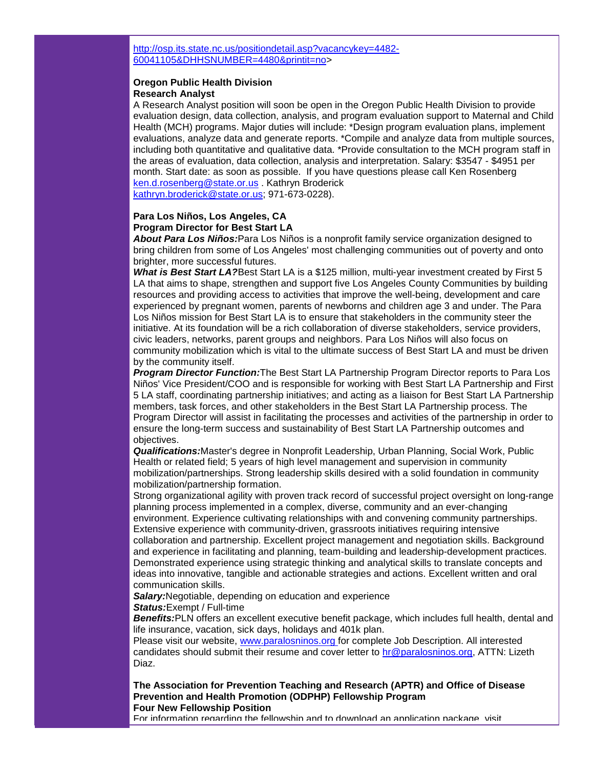http://osp.its.state.nc.us/positiondetail.asp?vacancykey=4482-60041105&DHHSNUMBER=4480&printit=no>

**Oregon Public Health Division**
**Research Analyst**
A Research Analyst position will soon be open in the Oregon Public Health Division to provide evaluation design, data collection, analysis, and program evaluation support to Maternal and Child Health (MCH) programs. Major duties will include: *Design program evaluation plans, implement evaluations, analyze data and generate reports. *Compile and analyze data from multiple sources, including both quantitative and qualitative data. *Provide consultation to the MCH program staff in the areas of evaluation, data collection, analysis and interpretation. Salary: $3547 - $4951 per month. Start date: as soon as possible. If you have questions please call Ken Rosenberg ken.d.rosenberg@state.or.us . Kathryn Broderick kathryn.broderick@state.or.us; 971-673-0228).

**Para Los Niños, Los Angeles, CA**
**Program Director for Best Start LA**
***About Para Los Niños:***Para Los Niños is a nonprofit family service organization designed to bring children from some of Los Angeles' most challenging communities out of poverty and onto brighter, more successful futures.
***What is Best Start LA?***Best Start LA is a $125 million, multi-year investment created by First 5 LA that aims to shape, strengthen and support five Los Angeles County Communities by building resources and providing access to activities that improve the well-being, development and care experienced by pregnant women, parents of newborns and children age 3 and under. The Para Los Niños mission for Best Start LA is to ensure that stakeholders in the community steer the initiative. At its foundation will be a rich collaboration of diverse stakeholders, service providers, civic leaders, networks, parent groups and neighbors. Para Los Niños will also focus on community mobilization which is vital to the ultimate success of Best Start LA and must be driven by the community itself.
***Program Director Function:***The Best Start LA Partnership Program Director reports to Para Los Niños' Vice President/COO and is responsible for working with Best Start LA Partnership and First 5 LA staff, coordinating partnership initiatives; and acting as a liaison for Best Start LA Partnership members, task forces, and other stakeholders in the Best Start LA Partnership process. The Program Director will assist in facilitating the processes and activities of the partnership in order to ensure the long-term success and sustainability of Best Start LA Partnership outcomes and objectives.
***Qualifications:***Master's degree in Nonprofit Leadership, Urban Planning, Social Work, Public Health or related field; 5 years of high level management and supervision in community mobilization/partnerships. Strong leadership skills desired with a solid foundation in community mobilization/partnership formation.
Strong organizational agility with proven track record of successful project oversight on long-range planning process implemented in a complex, diverse, community and an ever-changing environment. Experience cultivating relationships with and convening community partnerships. Extensive experience with community-driven, grassroots initiatives requiring intensive collaboration and partnership. Excellent project management and negotiation skills. Background and experience in facilitating and planning, team-building and leadership-development practices. Demonstrated experience using strategic thinking and analytical skills to translate concepts and ideas into innovative, tangible and actionable strategies and actions. Excellent written and oral communication skills.
***Salary:***Negotiable, depending on education and experience
***Status:***Exempt / Full-time
***Benefits:***PLN offers an excellent executive benefit package, which includes full health, dental and life insurance, vacation, sick days, holidays and 401k plan.
Please visit our website, www.paralosninos.org for complete Job Description. All interested candidates should submit their resume and cover letter to hr@paralosninos.org, ATTN: Lizeth Diaz.

**The Association for Prevention Teaching and Research (APTR) and Office of Disease Prevention and Health Promotion (ODPHP) Fellowship Program**
**Four New Fellowship Position**
For information regarding the fellowship and to download an application package, visit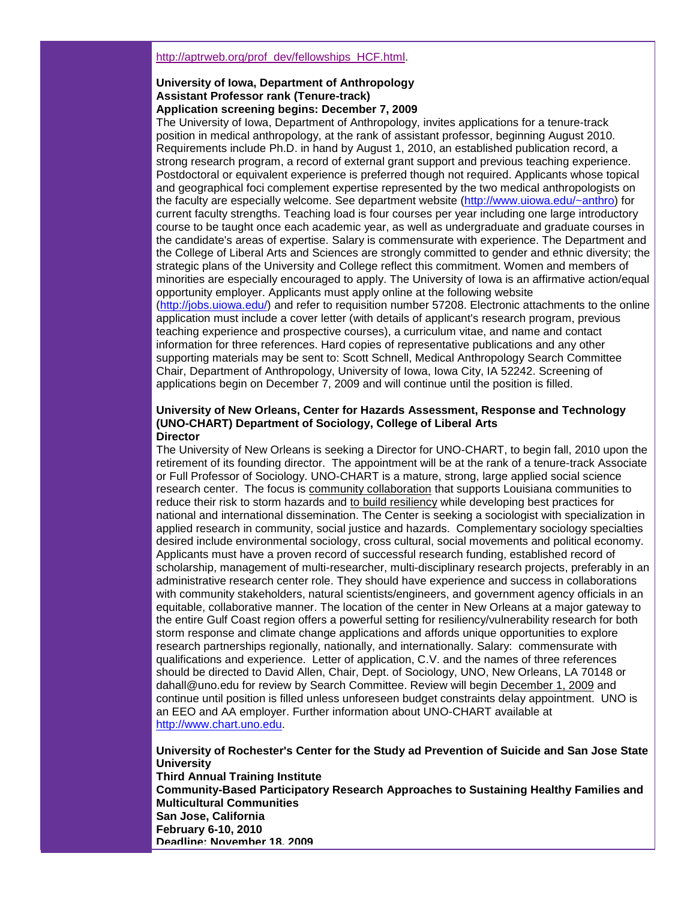http://aptrweb.org/prof_dev/fellowships_HCF.html.

**University of Iowa, Department of Anthropology**
**Assistant Professor rank (Tenure-track)**
**Application screening begins: December 7, 2009**

The University of Iowa, Department of Anthropology, invites applications for a tenure-track position in medical anthropology, at the rank of assistant professor, beginning August 2010. Requirements include Ph.D. in hand by August 1, 2010, an established publication record, a strong research program, a record of external grant support and previous teaching experience. Postdoctoral or equivalent experience is preferred though not required. Applicants whose topical and geographical foci complement expertise represented by the two medical anthropologists on the faculty are especially welcome. See department website (http://www.uiowa.edu/~anthro) for current faculty strengths. Teaching load is four courses per year including one large introductory course to be taught once each academic year, as well as undergraduate and graduate courses in the candidate's areas of expertise. Salary is commensurate with experience. The Department and the College of Liberal Arts and Sciences are strongly committed to gender and ethnic diversity; the strategic plans of the University and College reflect this commitment. Women and members of minorities are especially encouraged to apply. The University of Iowa is an affirmative action/equal opportunity employer. Applicants must apply online at the following website (http://jobs.uiowa.edu/) and refer to requisition number 57208. Electronic attachments to the online application must include a cover letter (with details of applicant's research program, previous teaching experience and prospective courses), a curriculum vitae, and name and contact information for three references. Hard copies of representative publications and any other supporting materials may be sent to: Scott Schnell, Medical Anthropology Search Committee Chair, Department of Anthropology, University of Iowa, Iowa City, IA 52242. Screening of applications begin on December 7, 2009 and will continue until the position is filled.

**University of New Orleans, Center for Hazards Assessment, Response and Technology (UNO-CHART) Department of Sociology, College of Liberal Arts**
**Director**

The University of New Orleans is seeking a Director for UNO-CHART, to begin fall, 2010 upon the retirement of its founding director. The appointment will be at the rank of a tenure-track Associate or Full Professor of Sociology. UNO-CHART is a mature, strong, large applied social science research center. The focus is community collaboration that supports Louisiana communities to reduce their risk to storm hazards and to build resiliency while developing best practices for national and international dissemination. The Center is seeking a sociologist with specialization in applied research in community, social justice and hazards. Complementary sociology specialties desired include environmental sociology, cross cultural, social movements and political economy. Applicants must have a proven record of successful research funding, established record of scholarship, management of multi-researcher, multi-disciplinary research projects, preferably in an administrative research center role. They should have experience and success in collaborations with community stakeholders, natural scientists/engineers, and government agency officials in an equitable, collaborative manner. The location of the center in New Orleans at a major gateway to the entire Gulf Coast region offers a powerful setting for resiliency/vulnerability research for both storm response and climate change applications and affords unique opportunities to explore research partnerships regionally, nationally, and internationally. Salary: commensurate with qualifications and experience. Letter of application, C.V. and the names of three references should be directed to David Allen, Chair, Dept. of Sociology, UNO, New Orleans, LA 70148 or dahall@uno.edu for review by Search Committee. Review will begin December 1, 2009 and continue until position is filled unless unforeseen budget constraints delay appointment. UNO is an EEO and AA employer. Further information about UNO-CHART available at http://www.chart.uno.edu.

**University of Rochester's Center for the Study ad Prevention of Suicide and San Jose State University**
**Third Annual Training Institute**
**Community-Based Participatory Research Approaches to Sustaining Healthy Families and Multicultural Communities**
**San Jose, California**
**February 6-10, 2010**
**Deadline: November 18, 2009**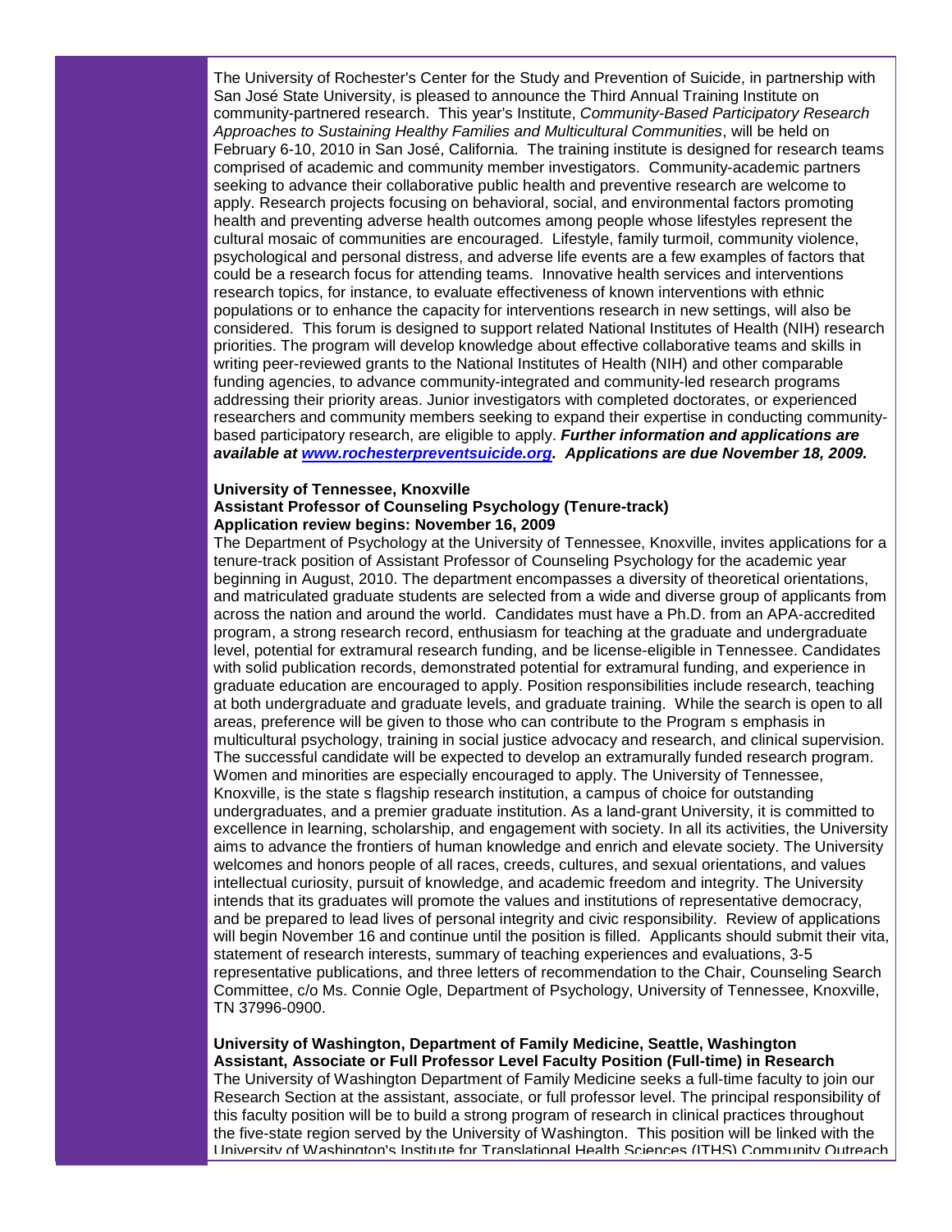The University of Rochester's Center for the Study and Prevention of Suicide, in partnership with San José State University, is pleased to announce the Third Annual Training Institute on community-partnered research. This year's Institute, *Community-Based Participatory Research Approaches to Sustaining Healthy Families and Multicultural Communities*, will be held on February 6-10, 2010 in San José, California. The training institute is designed for research teams comprised of academic and community member investigators. Community-academic partners seeking to advance their collaborative public health and preventive research are welcome to apply. Research projects focusing on behavioral, social, and environmental factors promoting health and preventing adverse health outcomes among people whose lifestyles represent the cultural mosaic of communities are encouraged. Lifestyle, family turmoil, community violence, psychological and personal distress, and adverse life events are a few examples of factors that could be a research focus for attending teams. Innovative health services and interventions research topics, for instance, to evaluate effectiveness of known interventions with ethnic populations or to enhance the capacity for interventions research in new settings, will also be considered. This forum is designed to support related National Institutes of Health (NIH) research priorities. The program will develop knowledge about effective collaborative teams and skills in writing peer-reviewed grants to the National Institutes of Health (NIH) and other comparable funding agencies, to advance community-integrated and community-led research programs addressing their priority areas. Junior investigators with completed doctorates, or experienced researchers and community members seeking to expand their expertise in conducting community-based participatory research, are eligible to apply. ***Further information and applications are available at [www.rochesterpreventsuicide.org](www.rochesterpreventsuicide.org). Applications are due November 18, 2009.***

**University of Tennessee, Knoxville**
**Assistant Professor of Counseling Psychology (Tenure-track)**
**Application review begins: November 16, 2009**

The Department of Psychology at the University of Tennessee, Knoxville, invites applications for a tenure-track position of Assistant Professor of Counseling Psychology for the academic year beginning in August, 2010. The department encompasses a diversity of theoretical orientations, and matriculated graduate students are selected from a wide and diverse group of applicants from across the nation and around the world. Candidates must have a Ph.D. from an APA-accredited program, a strong research record, enthusiasm for teaching at the graduate and undergraduate level, potential for extramural research funding, and be license-eligible in Tennessee. Candidates with solid publication records, demonstrated potential for extramural funding, and experience in graduate education are encouraged to apply. Position responsibilities include research, teaching at both undergraduate and graduate levels, and graduate training. While the search is open to all areas, preference will be given to those who can contribute to the Program s emphasis in multicultural psychology, training in social justice advocacy and research, and clinical supervision. The successful candidate will be expected to develop an extramurally funded research program. Women and minorities are especially encouraged to apply. The University of Tennessee, Knoxville, is the state s flagship research institution, a campus of choice for outstanding undergraduates, and a premier graduate institution. As a land-grant University, it is committed to excellence in learning, scholarship, and engagement with society. In all its activities, the University aims to advance the frontiers of human knowledge and enrich and elevate society. The University welcomes and honors people of all races, creeds, cultures, and sexual orientations, and values intellectual curiosity, pursuit of knowledge, and academic freedom and integrity. The University intends that its graduates will promote the values and institutions of representative democracy, and be prepared to lead lives of personal integrity and civic responsibility. Review of applications will begin November 16 and continue until the position is filled. Applicants should submit their vita, statement of research interests, summary of teaching experiences and evaluations, 3-5 representative publications, and three letters of recommendation to the Chair, Counseling Search Committee, c/o Ms. Connie Ogle, Department of Psychology, University of Tennessee, Knoxville, TN 37996-0900.

**University of Washington, Department of Family Medicine, Seattle, Washington**
**Assistant, Associate or Full Professor Level Faculty Position (Full-time) in Research**

The University of Washington Department of Family Medicine seeks a full-time faculty to join our Research Section at the assistant, associate, or full professor level. The principal responsibility of this faculty position will be to build a strong program of research in clinical practices throughout the five-state region served by the University of Washington. This position will be linked with the University of Washington's Institute for Translational Health Sciences (ITHS) Community Outreach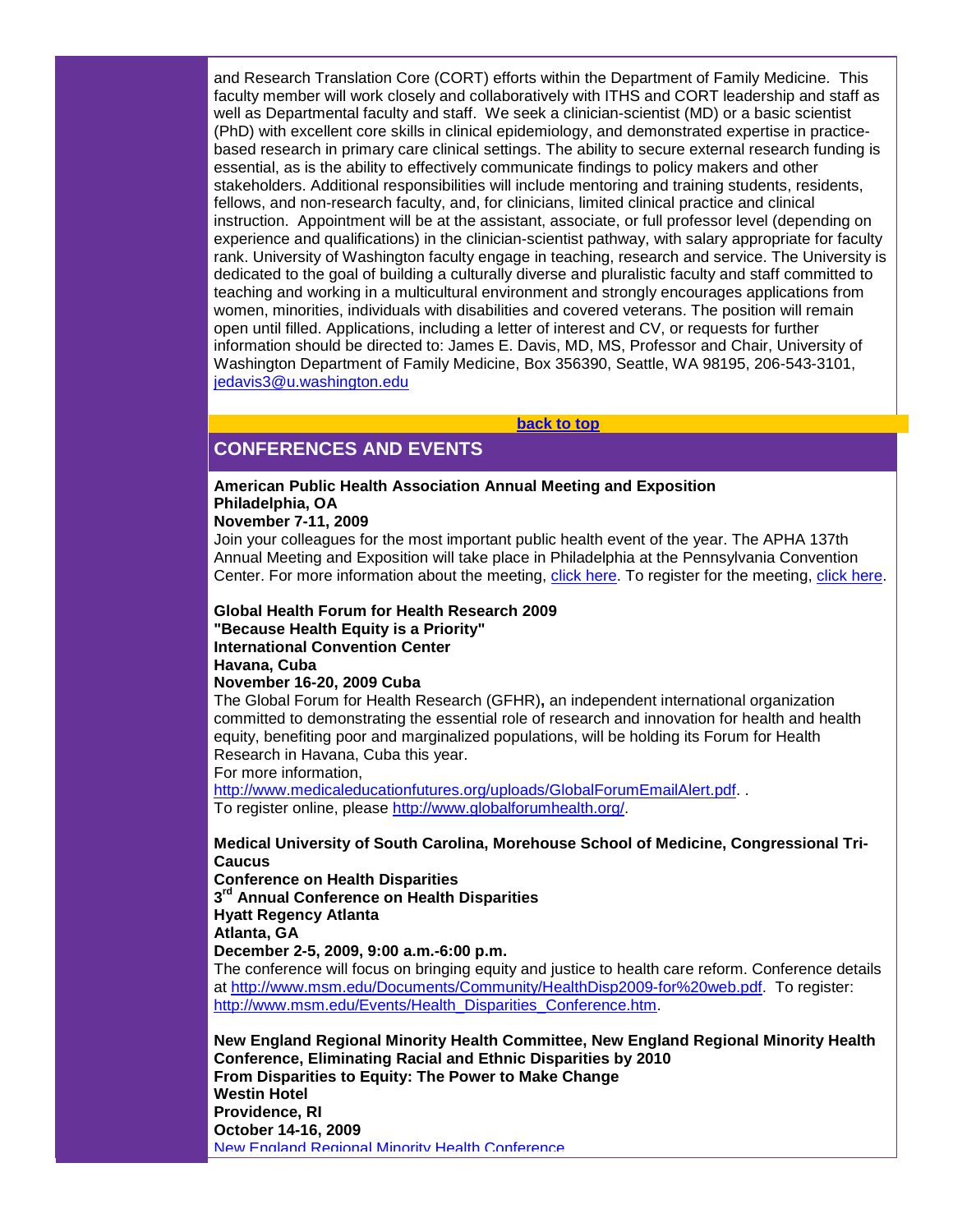and Research Translation Core (CORT) efforts within the Department of Family Medicine. This faculty member will work closely and collaboratively with ITHS and CORT leadership and staff as well as Departmental faculty and staff. We seek a clinician-scientist (MD) or a basic scientist (PhD) with excellent core skills in clinical epidemiology, and demonstrated expertise in practice-based research in primary care clinical settings. The ability to secure external research funding is essential, as is the ability to effectively communicate findings to policy makers and other stakeholders. Additional responsibilities will include mentoring and training students, residents, fellows, and non-research faculty, and, for clinicians, limited clinical practice and clinical instruction. Appointment will be at the assistant, associate, or full professor level (depending on experience and qualifications) in the clinician-scientist pathway, with salary appropriate for faculty rank. University of Washington faculty engage in teaching, research and service. The University is dedicated to the goal of building a culturally diverse and pluralistic faculty and staff committed to teaching and working in a multicultural environment and strongly encourages applications from women, minorities, individuals with disabilities and covered veterans. The position will remain open until filled. Applications, including a letter of interest and CV, or requests for further information should be directed to: James E. Davis, MD, MS, Professor and Chair, University of Washington Department of Family Medicine, Box 356390, Seattle, WA 98195, 206-543-3101, jedavis3@u.washington.edu

**back to top**

## CONFERENCES AND EVENTS

**American Public Health Association Annual Meeting and Exposition**
**Philadelphia, OA**
**November 7-11, 2009**
Join your colleagues for the most important public health event of the year. The APHA 137th Annual Meeting and Exposition will take place in Philadelphia at the Pennsylvania Convention Center. For more information about the meeting, click here. To register for the meeting, click here.

**Global Health Forum for Health Research 2009**
**"Because Health Equity is a Priority"**
**International Convention Center**
**Havana, Cuba**
**November 16-20, 2009 Cuba**
The Global Forum for Health Research (GFHR)**,** an independent international organization committed to demonstrating the essential role of research and innovation for health and health equity, benefiting poor and marginalized populations, will be holding its Forum for Health Research in Havana, Cuba this year.
For more information, http://www.medicaleducationfutures.org/uploads/GlobalForumEmailAlert.pdf. .
To register online, please http://www.globalforumhealth.org/.

**Medical University of South Carolina, Morehouse School of Medicine, Congressional Tri-Caucus**
**Conference on Health Disparities**
**3rd Annual Conference on Health Disparities**
**Hyatt Regency Atlanta**
**Atlanta, GA**
**December 2-5, 2009, 9:00 a.m.-6:00 p.m.**
The conference will focus on bringing equity and justice to health care reform. Conference details at http://www.msm.edu/Documents/Community/HealthDisp2009-for%20web.pdf. To register: http://www.msm.edu/Events/Health_Disparities_Conference.htm.

**New England Regional Minority Health Committee, New England Regional Minority Health Conference, Eliminating Racial and Ethnic Disparities by 2010**
**From Disparities to Equity: The Power to Make Change**
**Westin Hotel**
**Providence, RI**
**October 14-16, 2009**
New England Regional Minority Health Conference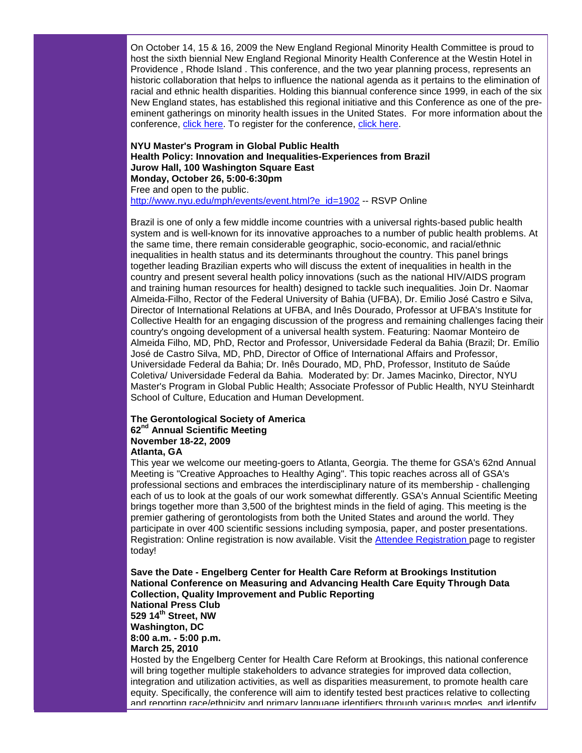On October 14, 15 & 16, 2009 the New England Regional Minority Health Committee is proud to host the sixth biennial New England Regional Minority Health Conference at the Westin Hotel in Providence , Rhode Island . This conference, and the two year planning process, represents an historic collaboration that helps to influence the national agenda as it pertains to the elimination of racial and ethnic health disparities. Holding this biannual conference since 1999, in each of the six New England states, has established this regional initiative and this Conference as one of the pre-eminent gatherings on minority health issues in the United States. For more information about the conference, click here. To register for the conference, click here.

**NYU Master's Program in Global Public Health**
**Health Policy: Innovation and Inequalities-Experiences from Brazil**
**Jurow Hall, 100 Washington Square East**
**Monday, October 26, 5:00-6:30pm**
Free and open to the public.
http://www.nyu.edu/mph/events/event.html?e_id=1902 -- RSVP Online

Brazil is one of only a few middle income countries with a universal rights-based public health system and is well-known for its innovative approaches to a number of public health problems. At the same time, there remain considerable geographic, socio-economic, and racial/ethnic inequalities in health status and its determinants throughout the country. This panel brings together leading Brazilian experts who will discuss the extent of inequalities in health in the country and present several health policy innovations (such as the national HIV/AIDS program and training human resources for health) designed to tackle such inequalities. Join Dr. Naomar Almeida-Filho, Rector of the Federal University of Bahia (UFBA), Dr. Emilio José Castro e Silva, Director of International Relations at UFBA, and Inês Dourado, Professor at UFBA's Institute for Collective Health for an engaging discussion of the progress and remaining challenges facing their country's ongoing development of a universal health system. Featuring: Naomar Monteiro de Almeida Filho, MD, PhD, Rector and Professor, Universidade Federal da Bahia (Brazil; Dr. Emílio José de Castro Silva, MD, PhD, Director of Office of International Affairs and Professor, Universidade Federal da Bahia; Dr. Inês Dourado, MD, PhD, Professor, Instituto de Saúde Coletiva/ Universidade Federal da Bahia. Moderated by: Dr. James Macinko, Director, NYU Master's Program in Global Public Health; Associate Professor of Public Health, NYU Steinhardt School of Culture, Education and Human Development.

**The Gerontological Society of America**
**62nd Annual Scientific Meeting**
**November 18-22, 2009**
**Atlanta, GA**
This year we welcome our meeting-goers to Atlanta, Georgia. The theme for GSA's 62nd Annual Meeting is "Creative Approaches to Healthy Aging". This topic reaches across all of GSA's professional sections and embraces the interdisciplinary nature of its membership - challenging each of us to look at the goals of our work somewhat differently. GSA's Annual Scientific Meeting brings together more than 3,500 of the brightest minds in the field of aging. This meeting is the premier gathering of gerontologists from both the United States and around the world. They participate in over 400 scientific sessions including symposia, paper, and poster presentations. Registration: Online registration is now available. Visit the Attendee Registration page to register today!

**Save the Date - Engelberg Center for Health Care Reform at Brookings Institution**
**National Conference on Measuring and Advancing Health Care Equity Through Data Collection, Quality Improvement and Public Reporting**
**National Press Club**
**529 14th Street, NW**
**Washington, DC**
**8:00 a.m. - 5:00 p.m.**
**March 25, 2010**
Hosted by the Engelberg Center for Health Care Reform at Brookings, this national conference will bring together multiple stakeholders to advance strategies for improved data collection, integration and utilization activities, as well as disparities measurement, to promote health care equity. Specifically, the conference will aim to identify tested best practices relative to collecting and reporting race/ethnicity and primary language identifiers through various modes, and identify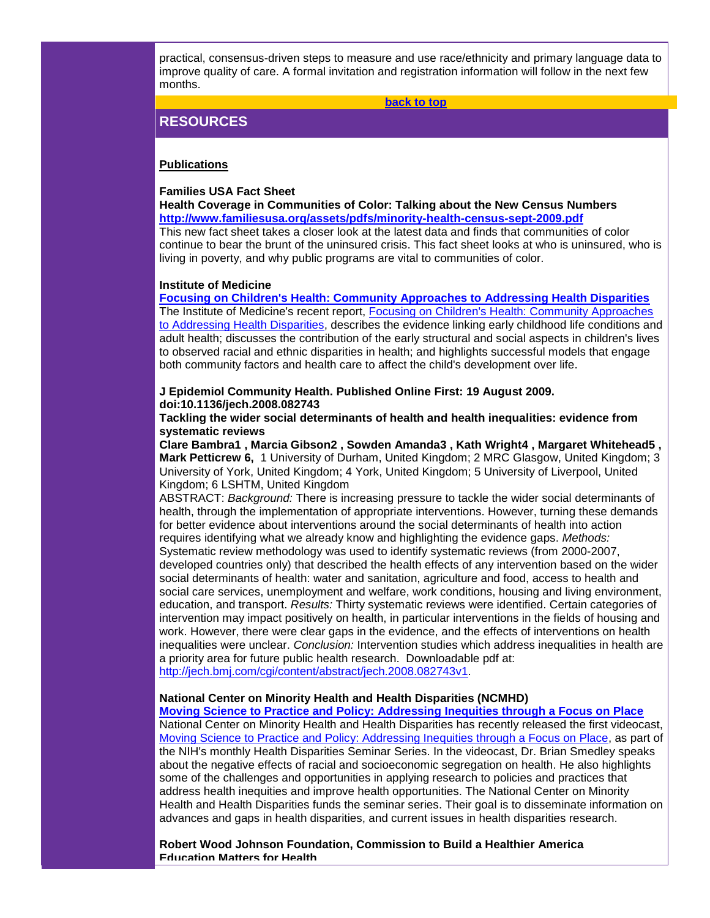practical, consensus-driven steps to measure and use race/ethnicity and primary language data to improve quality of care. A formal invitation and registration information will follow in the next few months.

**back to top**

## RESOURCES

**Publications**

**Families USA Fact Sheet**
**Health Coverage in Communities of Color: Talking about the New Census Numbers**
**http://www.familiesusa.org/assets/pdfs/minority-health-census-sept-2009.pdf**
This new fact sheet takes a closer look at the latest data and finds that communities of color continue to bear the brunt of the uninsured crisis. This fact sheet looks at who is uninsured, who is living in poverty, and why public programs are vital to communities of color.

**Institute of Medicine**
**Focusing on Children's Health: Community Approaches to Addressing Health Disparities**
The Institute of Medicine's recent report, Focusing on Children's Health: Community Approaches to Addressing Health Disparities, describes the evidence linking early childhood life conditions and adult health; discusses the contribution of the early structural and social aspects in children's lives to observed racial and ethnic disparities in health; and highlights successful models that engage both community factors and health care to affect the child's development over life.

**J Epidemiol Community Health. Published Online First: 19 August 2009. doi:10.1136/jech.2008.082743**
**Tackling the wider social determinants of health and health inequalities: evidence from systematic reviews**
**Clare Bambra1 , Marcia Gibson2 , Sowden Amanda3 , Kath Wright4 , Margaret Whitehead5 , Mark Petticrew 6,** 1 University of Durham, United Kingdom; 2 MRC Glasgow, United Kingdom; 3 University of York, United Kingdom; 4 York, United Kingdom; 5 University of Liverpool, United Kingdom; 6 LSHTM, United Kingdom
ABSTRACT: *Background:* There is increasing pressure to tackle the wider social determinants of health, through the implementation of appropriate interventions. However, turning these demands for better evidence about interventions around the social determinants of health into action requires identifying what we already know and highlighting the evidence gaps. *Methods:* Systematic review methodology was used to identify systematic reviews (from 2000-2007, developed countries only) that described the health effects of any intervention based on the wider social determinants of health: water and sanitation, agriculture and food, access to health and social care services, unemployment and welfare, work conditions, housing and living environment, education, and transport. *Results:* Thirty systematic reviews were identified. Certain categories of intervention may impact positively on health, in particular interventions in the fields of housing and work. However, there were clear gaps in the evidence, and the effects of interventions on health inequalities were unclear. *Conclusion:* Intervention studies which address inequalities in health are a priority area for future public health research. Downloadable pdf at: http://jech.bmj.com/cgi/content/abstract/jech.2008.082743v1.

**National Center on Minority Health and Health Disparities (NCMHD)**
**Moving Science to Practice and Policy: Addressing Inequities through a Focus on Place**
National Center on Minority Health and Health Disparities has recently released the first videocast, Moving Science to Practice and Policy: Addressing Inequities through a Focus on Place, as part of the NIH's monthly Health Disparities Seminar Series. In the videocast, Dr. Brian Smedley speaks about the negative effects of racial and socioeconomic segregation on health. He also highlights some of the challenges and opportunities in applying research to policies and practices that address health inequities and improve health opportunities. The National Center on Minority Health and Health Disparities funds the seminar series. Their goal is to disseminate information on advances and gaps in health disparities, and current issues in health disparities research.

**Robert Wood Johnson Foundation, Commission to Build a Healthier America**
**Education Matters for Health**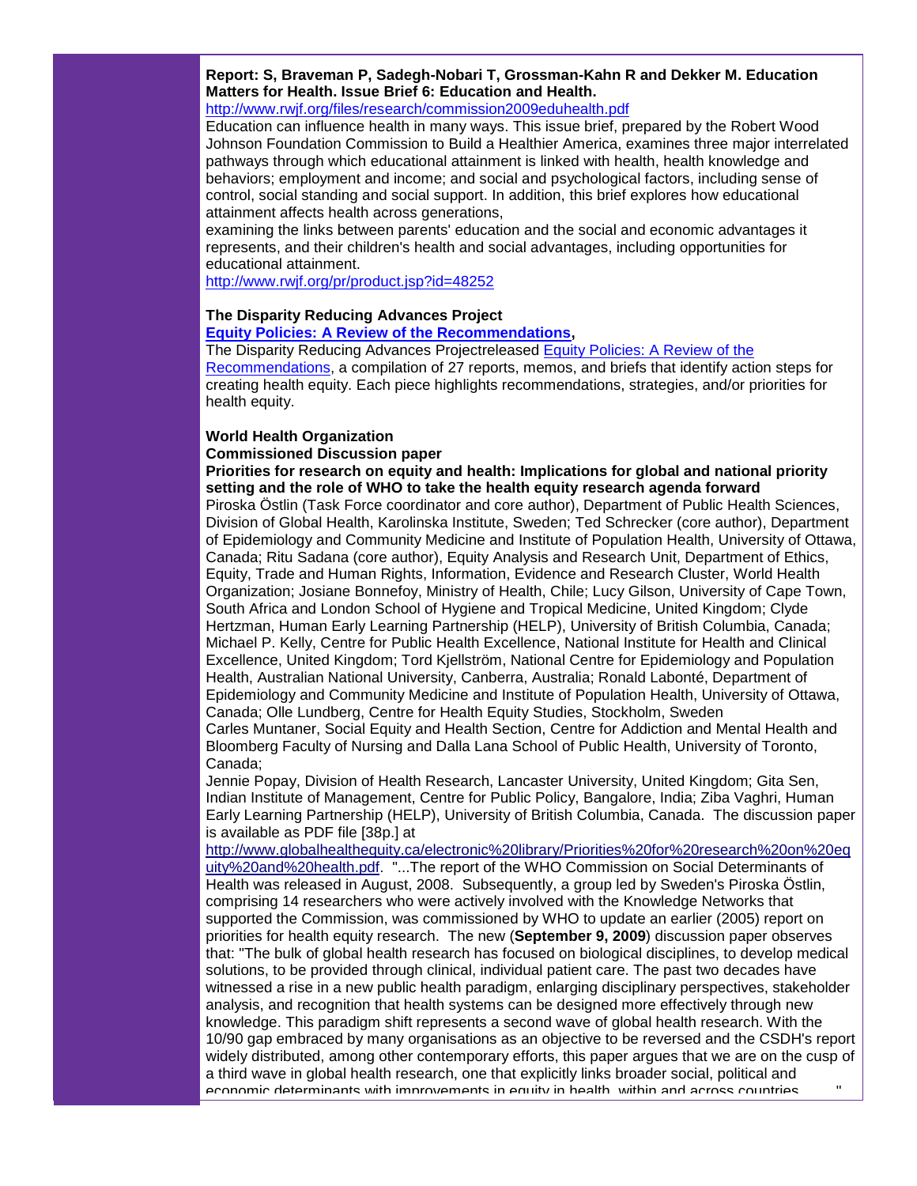**Report: S, Braveman P, Sadegh-Nobari T, Grossman-Kahn R and Dekker M. Education Matters for Health. Issue Brief 6: Education and Health.**

http://www.rwjf.org/files/research/commission2009eduhealth.pdf

Education can influence health in many ways. This issue brief, prepared by the Robert Wood Johnson Foundation Commission to Build a Healthier America, examines three major interrelated pathways through which educational attainment is linked with health, health knowledge and behaviors; employment and income; and social and psychological factors, including sense of control, social standing and social support. In addition, this brief explores how educational attainment affects health across generations,

examining the links between parents' education and the social and economic advantages it represents, and their children's health and social advantages, including opportunities for educational attainment.

http://www.rwjf.org/pr/product.jsp?id=48252

**The Disparity Reducing Advances Project**

**Equity Policies: A Review of the Recommendations,**

The Disparity Reducing Advances Projectreleased Equity Policies: A Review of the Recommendations, a compilation of 27 reports, memos, and briefs that identify action steps for creating health equity. Each piece highlights recommendations, strategies, and/or priorities for health equity.

**World Health Organization**

**Commissioned Discussion paper**

**Priorities for research on equity and health: Implications for global and national priority setting and the role of WHO to take the health equity research agenda forward**

Piroska Östlin (Task Force coordinator and core author), Department of Public Health Sciences, Division of Global Health, Karolinska Institute, Sweden; Ted Schrecker (core author), Department of Epidemiology and Community Medicine and Institute of Population Health, University of Ottawa, Canada; Ritu Sadana (core author), Equity Analysis and Research Unit, Department of Ethics, Equity, Trade and Human Rights, Information, Evidence and Research Cluster, World Health Organization; Josiane Bonnefoy, Ministry of Health, Chile; Lucy Gilson, University of Cape Town, South Africa and London School of Hygiene and Tropical Medicine, United Kingdom; Clyde Hertzman, Human Early Learning Partnership (HELP), University of British Columbia, Canada; Michael P. Kelly, Centre for Public Health Excellence, National Institute for Health and Clinical Excellence, United Kingdom; Tord Kjellström, National Centre for Epidemiology and Population Health, Australian National University, Canberra, Australia; Ronald Labonté, Department of Epidemiology and Community Medicine and Institute of Population Health, University of Ottawa, Canada; Olle Lundberg, Centre for Health Equity Studies, Stockholm, Sweden

Carles Muntaner, Social Equity and Health Section, Centre for Addiction and Mental Health and Bloomberg Faculty of Nursing and Dalla Lana School of Public Health, University of Toronto, Canada;

Jennie Popay, Division of Health Research, Lancaster University, United Kingdom; Gita Sen, Indian Institute of Management, Centre for Public Policy, Bangalore, India; Ziba Vaghri, Human Early Learning Partnership (HELP), University of British Columbia, Canada. The discussion paper is available as PDF file [38p.] at

http://www.globalhealthequity.ca/electronic%20library/Priorities%20for%20research%20on%20equity%20and%20health.pdf. "...The report of the WHO Commission on Social Determinants of Health was released in August, 2008. Subsequently, a group led by Sweden's Piroska Östlin, comprising 14 researchers who were actively involved with the Knowledge Networks that supported the Commission, was commissioned by WHO to update an earlier (2005) report on priorities for health equity research. The new (**September 9, 2009**) discussion paper observes that: "The bulk of global health research has focused on biological disciplines, to develop medical solutions, to be provided through clinical, individual patient care. The past two decades have witnessed a rise in a new public health paradigm, enlarging disciplinary perspectives, stakeholder analysis, and recognition that health systems can be designed more effectively through new knowledge. This paradigm shift represents a second wave of global health research. With the 10/90 gap embraced by many organisations as an objective to be reversed and the CSDH's report widely distributed, among other contemporary efforts, this paper argues that we are on the cusp of a third wave in global health research, one that explicitly links broader social, political and economic determinants with improvements in equity in health, within and across countries. "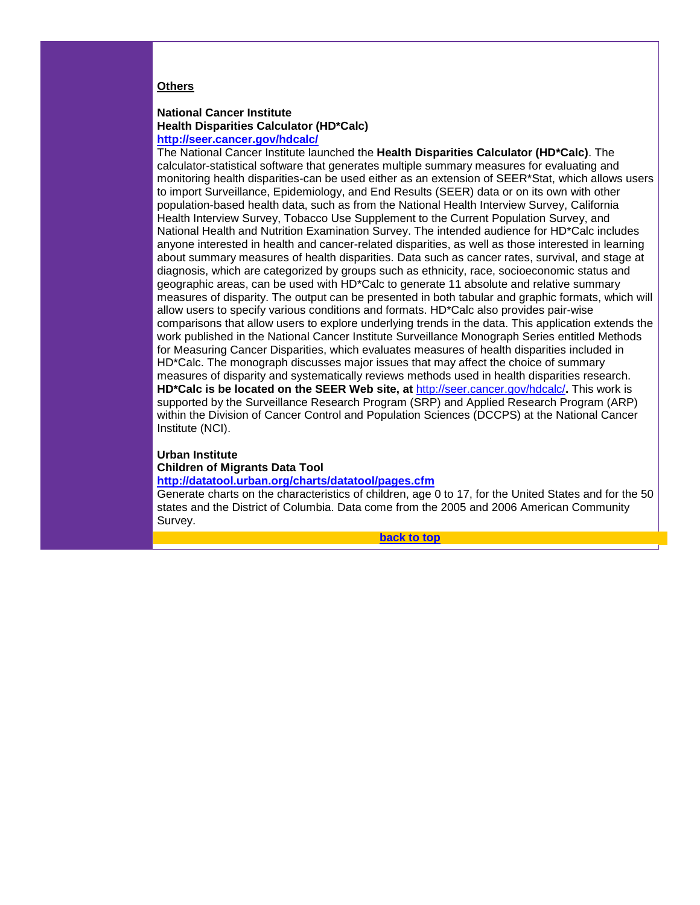## Others

**National Cancer Institute**
**Health Disparities Calculator (HD*Calc)**
**http://seer.cancer.gov/hdcalc/**

The National Cancer Institute launched the **Health Disparities Calculator (HD*Calc)**. The calculator-statistical software that generates multiple summary measures for evaluating and monitoring health disparities-can be used either as an extension of SEER*Stat, which allows users to import Surveillance, Epidemiology, and End Results (SEER) data or on its own with other population-based health data, such as from the National Health Interview Survey, California Health Interview Survey, Tobacco Use Supplement to the Current Population Survey, and National Health and Nutrition Examination Survey. The intended audience for HD*Calc includes anyone interested in health and cancer-related disparities, as well as those interested in learning about summary measures of health disparities. Data such as cancer rates, survival, and stage at diagnosis, which are categorized by groups such as ethnicity, race, socioeconomic status and geographic areas, can be used with HD*Calc to generate 11 absolute and relative summary measures of disparity. The output can be presented in both tabular and graphic formats, which will allow users to specify various conditions and formats. HD*Calc also provides pair-wise comparisons that allow users to explore underlying trends in the data. This application extends the work published in the National Cancer Institute Surveillance Monograph Series entitled Methods for Measuring Cancer Disparities, which evaluates measures of health disparities included in HD*Calc. The monograph discusses major issues that may affect the choice of summary measures of disparity and systematically reviews methods used in health disparities research. **HD*Calc is be located on the SEER Web site, at** http://seer.cancer.gov/hdcalc/**.** This work is supported by the Surveillance Research Program (SRP) and Applied Research Program (ARP) within the Division of Cancer Control and Population Sciences (DCCPS) at the National Cancer Institute (NCI).

**Urban Institute**
**Children of Migrants Data Tool**
**http://datatool.urban.org/charts/datatool/pages.cfm**

Generate charts on the characteristics of children, age 0 to 17, for the United States and for the 50 states and the District of Columbia. Data come from the 2005 and 2006 American Community Survey.

**back to top**